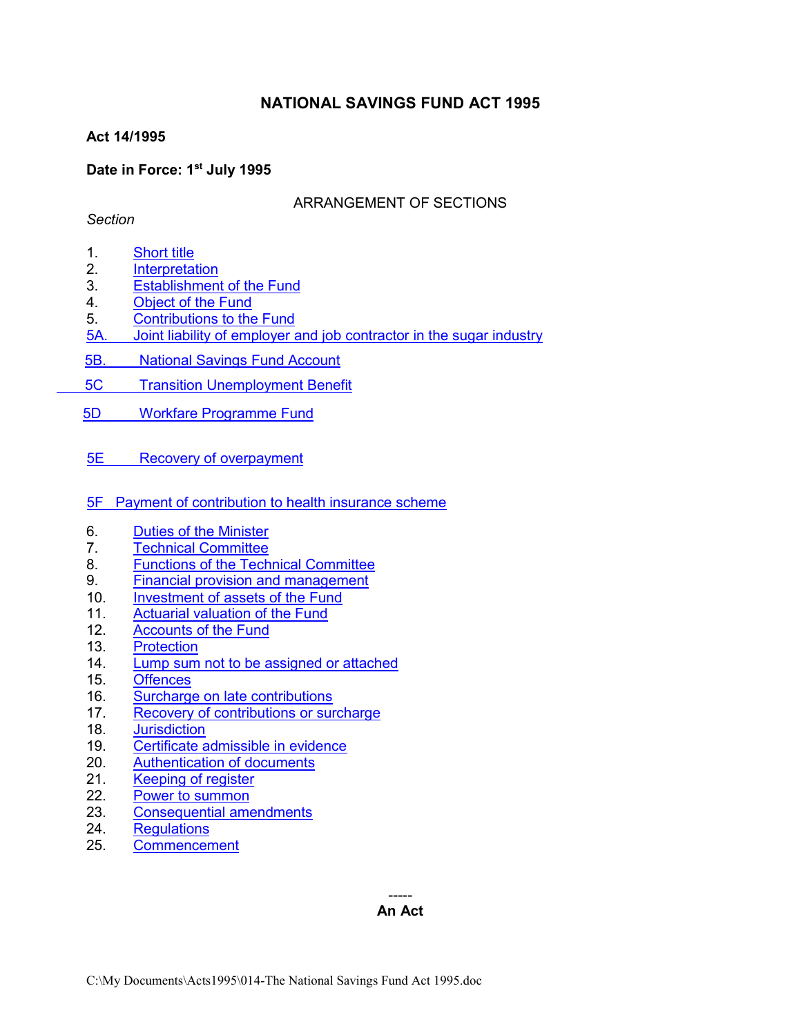# NATIONAL SAVINGS FUND ACT 1995

**Act 14/1995**

**Date in Force: 1st July 1995**

ARRANGEMENT OF SECTIONS

*Section*

1. Short title
2. Interpretation
3. Establishment of the Fund
4. Object of the Fund
5. Contributions to the Fund

5A. Joint liability of employer and job contractor in the sugar industry

5B. National Savings Fund Account

5C Transition Unemployment Benefit

5D Workfare Programme Fund

5E Recovery of overpayment

5F Payment of contribution to health insurance scheme

6. Duties of the Minister
7. Technical Committee
8. Functions of the Technical Committee
9. Financial provision and management
10. Investment of assets of the Fund
11. Actuarial valuation of the Fund
12. Accounts of the Fund
13. Protection
14. Lump sum not to be assigned or attached
15. Offences
16. Surcharge on late contributions
17. Recovery of contributions or surcharge
18. Jurisdiction
19. Certificate admissible in evidence
20. Authentication of documents
21. Keeping of register
22. Power to summon
23. Consequential amendments
24. Regulations
25. Commencement

-----

**An Act**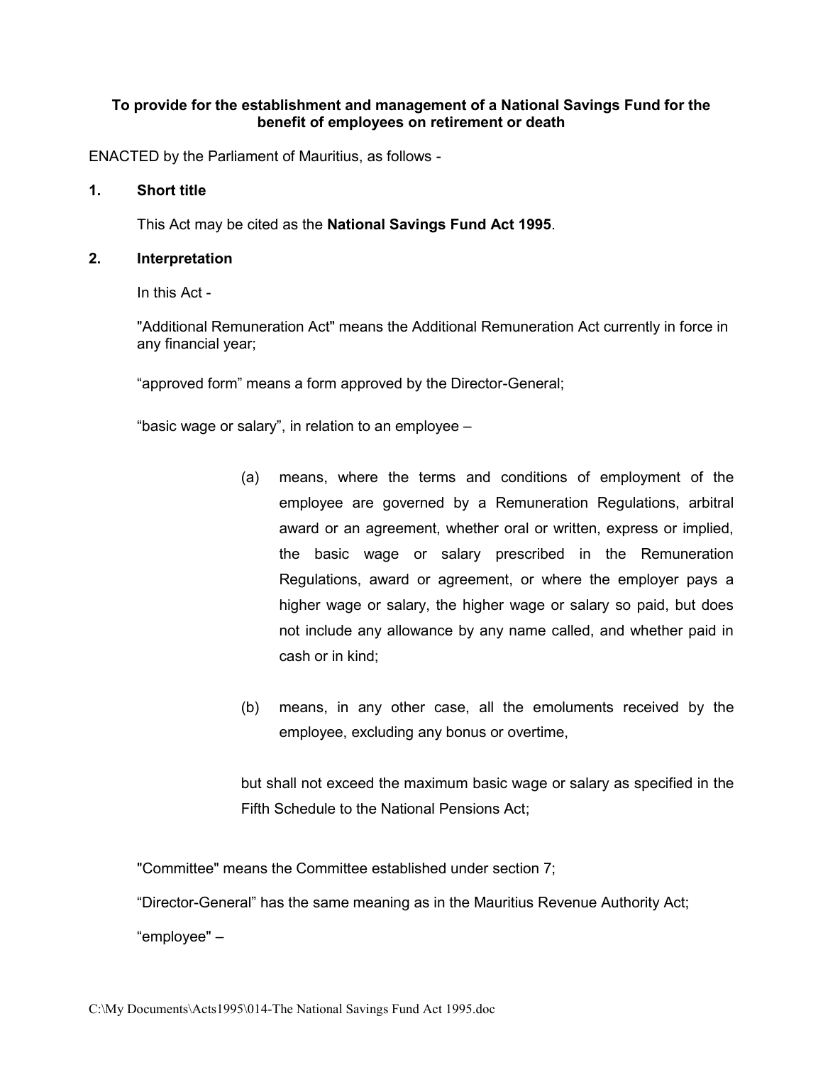**To provide for the establishment and management of a National Savings Fund for the benefit of employees on retirement or death**

ENACTED by the Parliament of Mauritius, as follows -

**1. Short title**

This Act may be cited as the **National Savings Fund Act 1995**.

**2. Interpretation**

In this Act -

"Additional Remuneration Act" means the Additional Remuneration Act currently in force in any financial year;

"approved form" means a form approved by the Director-General;

"basic wage or salary", in relation to an employee –

(a) means, where the terms and conditions of employment of the employee are governed by a Remuneration Regulations, arbitral award or an agreement, whether oral or written, express or implied, the basic wage or salary prescribed in the Remuneration Regulations, award or agreement, or where the employer pays a higher wage or salary, the higher wage or salary so paid, but does not include any allowance by any name called, and whether paid in cash or in kind;

(b) means, in any other case, all the emoluments received by the employee, excluding any bonus or overtime,

but shall not exceed the maximum basic wage or salary as specified in the Fifth Schedule to the National Pensions Act;

"Committee" means the Committee established under section 7;

"Director-General" has the same meaning as in the Mauritius Revenue Authority Act;

"employee" –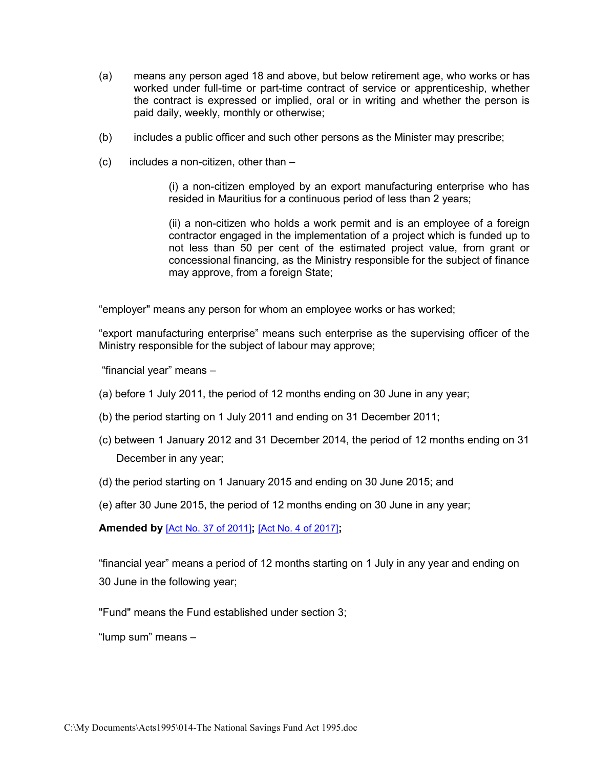(a) means any person aged 18 and above, but below retirement age, who works or has worked under full-time or part-time contract of service or apprenticeship, whether the contract is expressed or implied, oral or in writing and whether the person is paid daily, weekly, monthly or otherwise;

(b) includes a public officer and such other persons as the Minister may prescribe;

(c) includes a non-citizen, other than –

(i) a non-citizen employed by an export manufacturing enterprise who has resided in Mauritius for a continuous period of less than 2 years;

(ii) a non-citizen who holds a work permit and is an employee of a foreign contractor engaged in the implementation of a project which is funded up to not less than 50 per cent of the estimated project value, from grant or concessional financing, as the Ministry responsible for the subject of finance may approve, from a foreign State;

"employer" means any person for whom an employee works or has worked;

"export manufacturing enterprise" means such enterprise as the supervising officer of the Ministry responsible for the subject of labour may approve;

"financial year" means –

(a) before 1 July 2011, the period of 12 months ending on 30 June in any year;

(b) the period starting on 1 July 2011 and ending on 31 December 2011;

(c) between 1 January 2012 and 31 December 2014, the period of 12 months ending on 31 December in any year;

(d) the period starting on 1 January 2015 and ending on 30 June 2015; and

(e) after 30 June 2015, the period of 12 months ending on 30 June in any year;

**Amended by** [Act No. 37 of 2011]**;** [Act No. 4 of 2017]**;**

"financial year" means a period of 12 months starting on 1 July in any year and ending on 30 June in the following year;

"Fund" means the Fund established under section 3;

"lump sum" means –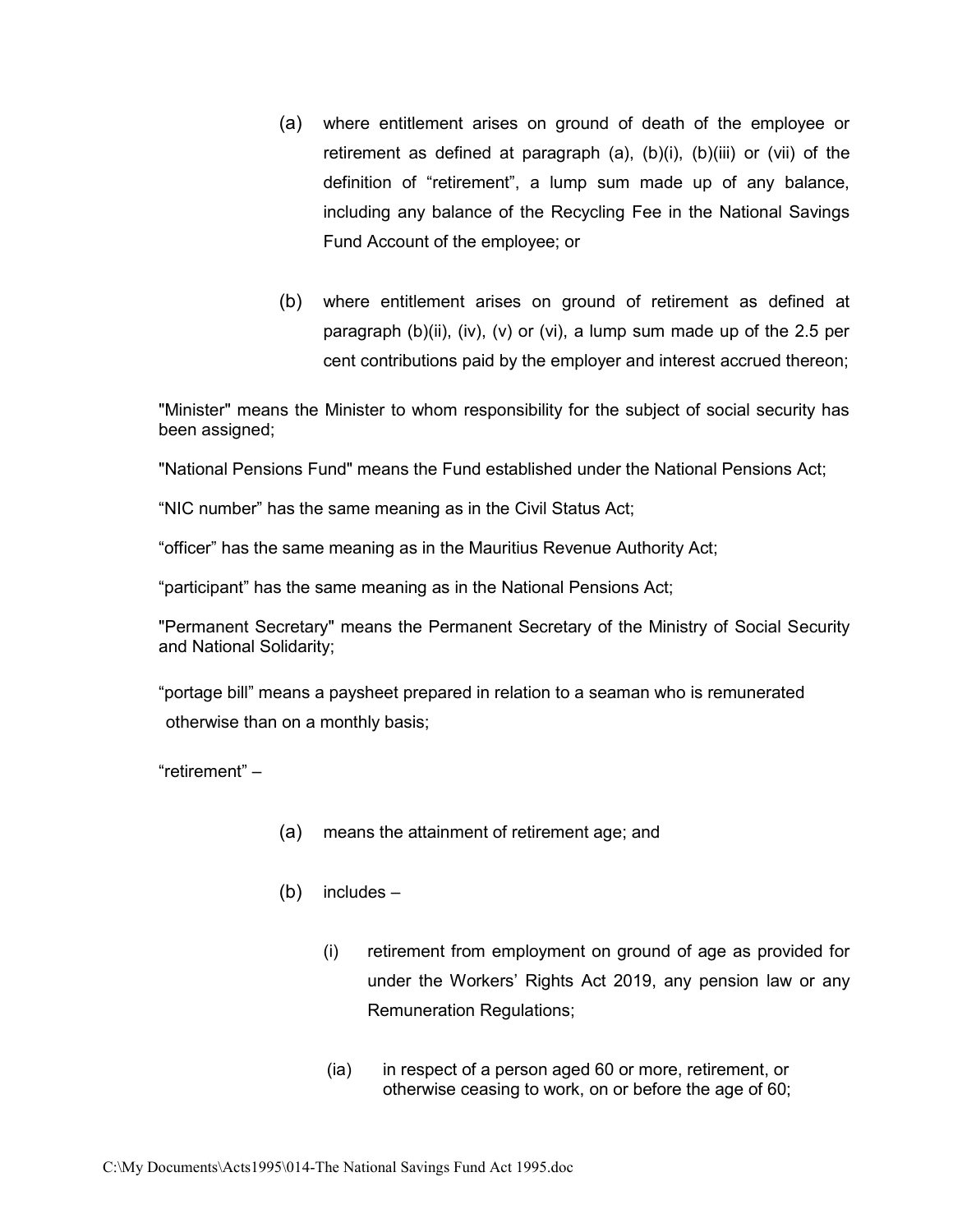(a) where entitlement arises on ground of death of the employee or retirement as defined at paragraph (a), (b)(i), (b)(iii) or (vii) of the definition of "retirement", a lump sum made up of any balance, including any balance of the Recycling Fee in the National Savings Fund Account of the employee; or

(b) where entitlement arises on ground of retirement as defined at paragraph (b)(ii), (iv), (v) or (vi), a lump sum made up of the 2.5 per cent contributions paid by the employer and interest accrued thereon;

"Minister" means the Minister to whom responsibility for the subject of social security has been assigned;

"National Pensions Fund" means the Fund established under the National Pensions Act;

"NIC number" has the same meaning as in the Civil Status Act;

"officer" has the same meaning as in the Mauritius Revenue Authority Act;

"participant" has the same meaning as in the National Pensions Act;

"Permanent Secretary" means the Permanent Secretary of the Ministry of Social Security and National Solidarity;

"portage bill" means a paysheet prepared in relation to a seaman who is remunerated otherwise than on a monthly basis;

"retirement" –

(a) means the attainment of retirement age; and

(b) includes –

(i) retirement from employment on ground of age as provided for under the Workers' Rights Act 2019, any pension law or any Remuneration Regulations;

(ia) in respect of a person aged 60 or more, retirement, or otherwise ceasing to work, on or before the age of 60;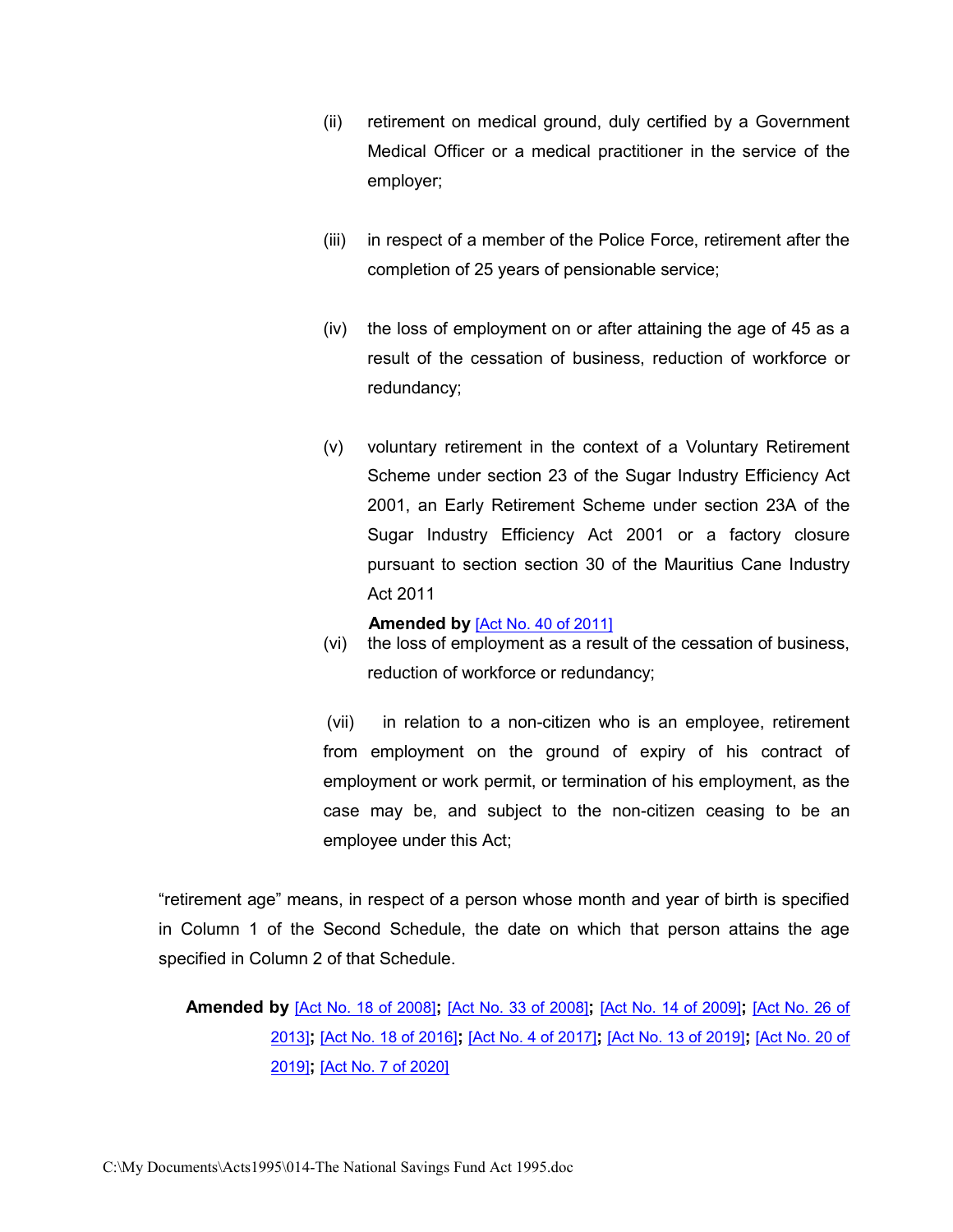(ii) retirement on medical ground, duly certified by a Government Medical Officer or a medical practitioner in the service of the employer;

(iii) in respect of a member of the Police Force, retirement after the completion of 25 years of pensionable service;

(iv) the loss of employment on or after attaining the age of 45 as a result of the cessation of business, reduction of workforce or redundancy;

(v) voluntary retirement in the context of a Voluntary Retirement Scheme under section 23 of the Sugar Industry Efficiency Act 2001, an Early Retirement Scheme under section 23A of the Sugar Industry Efficiency Act 2001 or a factory closure pursuant to section section 30 of the Mauritius Cane Industry Act 2011

**Amended by** [Act No. 40 of 2011]

(vi) the loss of employment as a result of the cessation of business, reduction of workforce or redundancy;

(vii) in relation to a non-citizen who is an employee, retirement from employment on the ground of expiry of his contract of employment or work permit, or termination of his employment, as the case may be, and subject to the non-citizen ceasing to be an employee under this Act;

“retirement age” means, in respect of a person whose month and year of birth is specified in Column 1 of the Second Schedule, the date on which that person attains the age specified in Column 2 of that Schedule.

**Amended by** [Act No. 18 of 2008]**;** [Act No. 33 of 2008]**;** [Act No. 14 of 2009]**;** [Act No. 26 of 2013]**;** [Act No. 18 of 2016]**;** [Act No. 4 of 2017]**;** [Act No. 13 of 2019]**;** [Act No. 20 of 2019]**;** [Act No. 7 of 2020]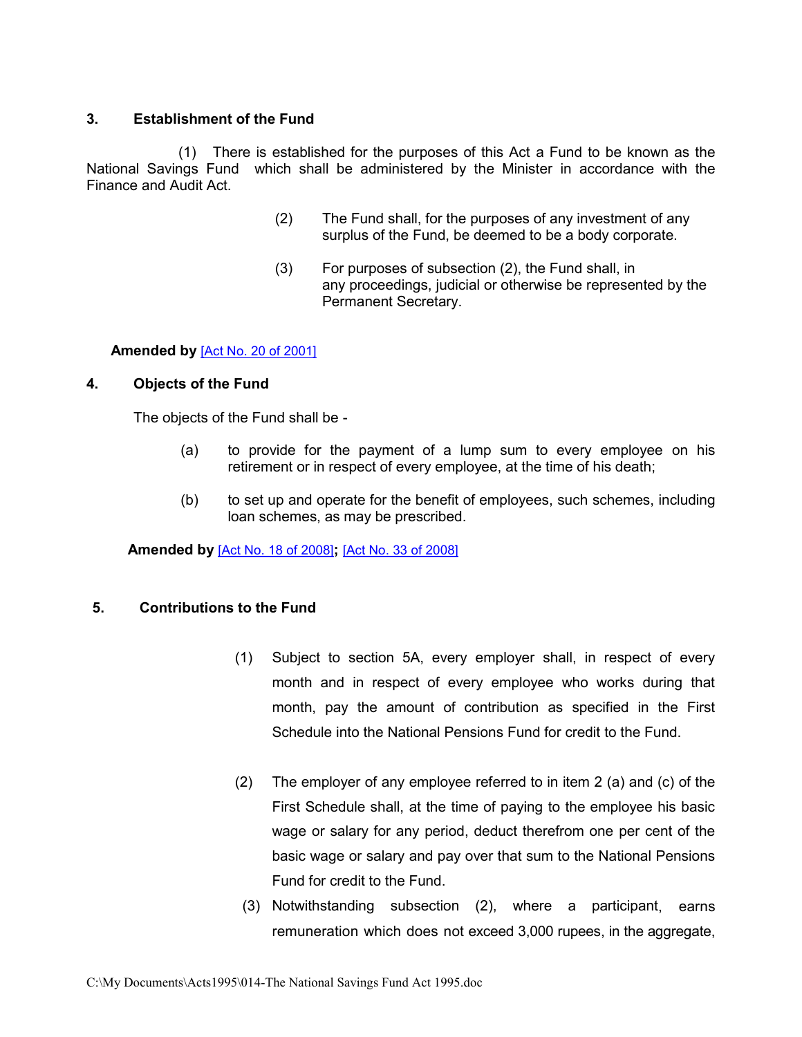### 3. Establishment of the Fund

(1) There is established for the purposes of this Act a Fund to be known as the National Savings Fund which shall be administered by the Minister in accordance with the Finance and Audit Act.

(2) The Fund shall, for the purposes of any investment of any surplus of the Fund, be deemed to be a body corporate.

(3) For purposes of subsection (2), the Fund shall, in any proceedings, judicial or otherwise be represented by the Permanent Secretary.

**Amended by** [Act No. 20 of 2001]

### 4. Objects of the Fund

The objects of the Fund shall be -

(a) to provide for the payment of a lump sum to every employee on his retirement or in respect of every employee, at the time of his death;

(b) to set up and operate for the benefit of employees, such schemes, including loan schemes, as may be prescribed.

**Amended by** [Act No. 18 of 2008]**;** [Act No. 33 of 2008]

### 5. Contributions to the Fund

(1) Subject to section 5A, every employer shall, in respect of every month and in respect of every employee who works during that month, pay the amount of contribution as specified in the First Schedule into the National Pensions Fund for credit to the Fund.

(2) The employer of any employee referred to in item 2 (a) and (c) of the First Schedule shall, at the time of paying to the employee his basic wage or salary for any period, deduct therefrom one per cent of the basic wage or salary and pay over that sum to the National Pensions Fund for credit to the Fund.

(3) Notwithstanding subsection (2), where a participant, earns remuneration which does not exceed 3,000 rupees, in the aggregate,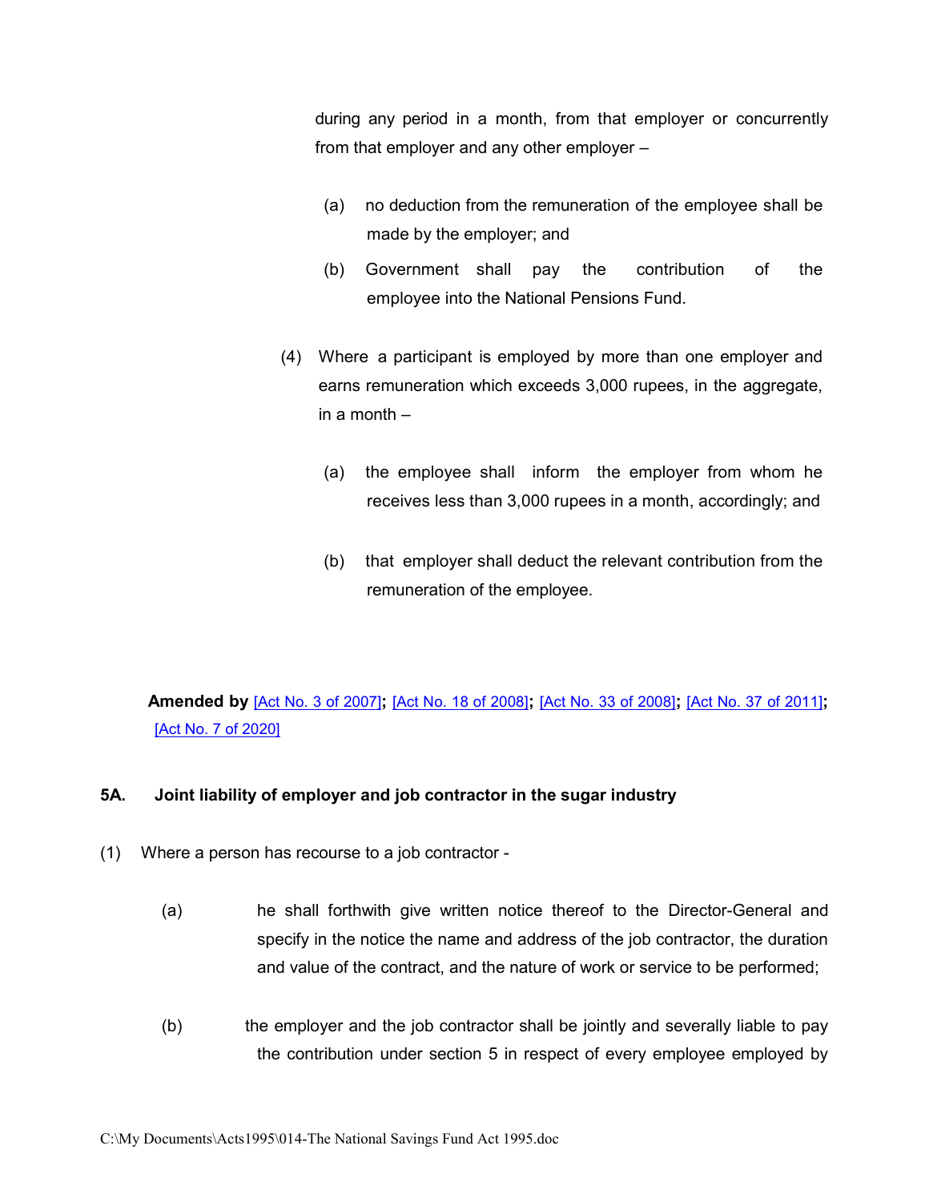during any period in a month, from that employer or concurrently from that employer and any other employer –

(a) no deduction from the remuneration of the employee shall be made by the employer; and

(b) Government shall pay the contribution of the employee into the National Pensions Fund.

(4) Where a participant is employed by more than one employer and earns remuneration which exceeds 3,000 rupees, in the aggregate, in a month –

(a) the employee shall inform the employer from whom he receives less than 3,000 rupees in a month, accordingly; and

(b) that employer shall deduct the relevant contribution from the remuneration of the employee.

**Amended by** [Act No. 3 of 2007]**;** [Act No. 18 of 2008]**;** [Act No. 33 of 2008]**;** [Act No. 37 of 2011]**;** [Act No. 7 of 2020]

### 5A. Joint liability of employer and job contractor in the sugar industry

(1) Where a person has recourse to a job contractor -

(a) he shall forthwith give written notice thereof to the Director-General and specify in the notice the name and address of the job contractor, the duration and value of the contract, and the nature of work or service to be performed;

(b) the employer and the job contractor shall be jointly and severally liable to pay the contribution under section 5 in respect of every employee employed by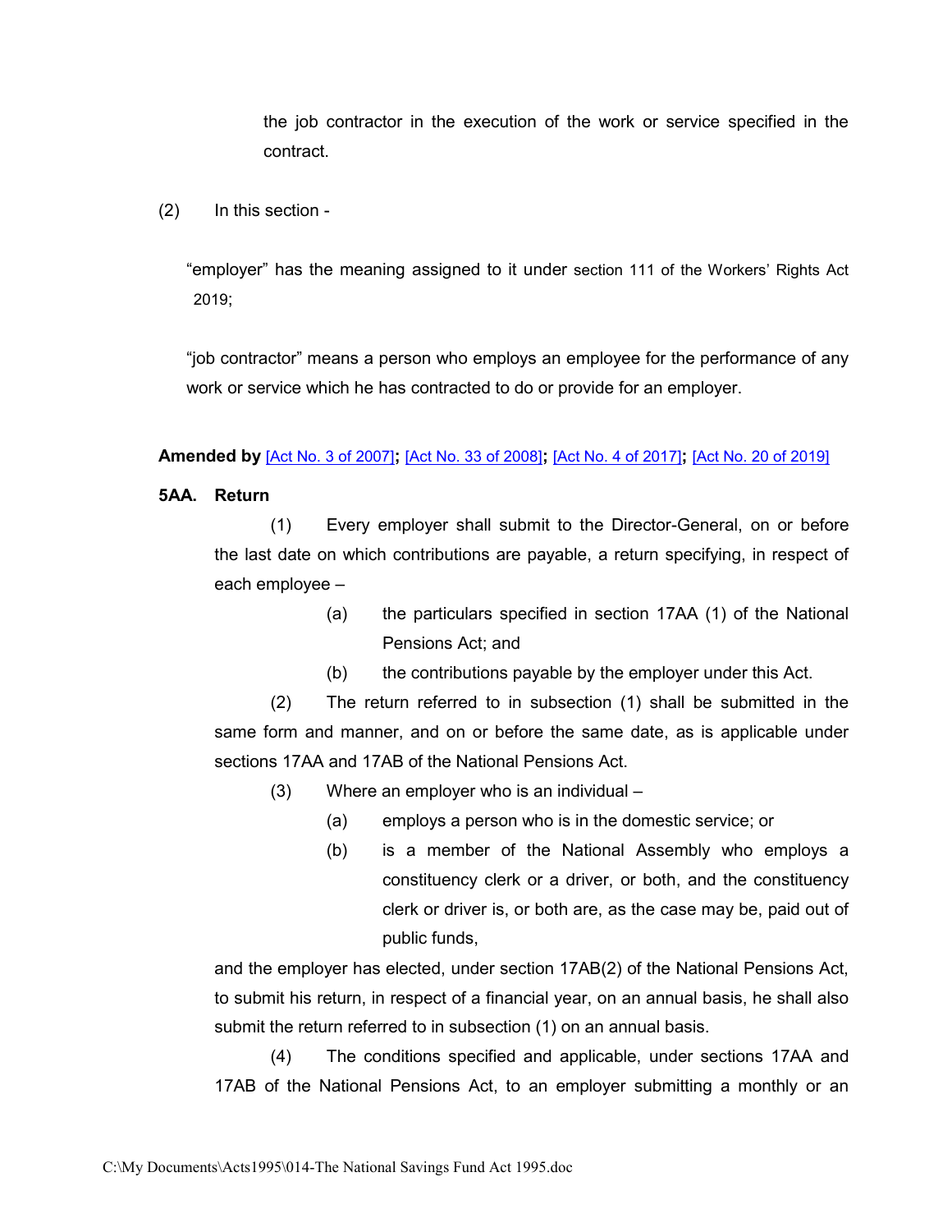the job contractor in the execution of the work or service specified in the contract.

(2) In this section -

"employer" has the meaning assigned to it under section 111 of the Workers' Rights Act 2019;

"job contractor" means a person who employs an employee for the performance of any work or service which he has contracted to do or provide for an employer.

**Amended by** [Act No. 3 of 2007]**;** [Act No. 33 of 2008]**;** [Act No. 4 of 2017]**;** [Act No. 20 of 2019]

**5AA. Return**

(1) Every employer shall submit to the Director-General, on or before the last date on which contributions are payable, a return specifying, in respect of each employee –

(a) the particulars specified in section 17AA (1) of the National Pensions Act; and

(b) the contributions payable by the employer under this Act.

(2) The return referred to in subsection (1) shall be submitted in the same form and manner, and on or before the same date, as is applicable under sections 17AA and 17AB of the National Pensions Act.

(3) Where an employer who is an individual –

(a) employs a person who is in the domestic service; or

(b) is a member of the National Assembly who employs a constituency clerk or a driver, or both, and the constituency clerk or driver is, or both are, as the case may be, paid out of public funds,

and the employer has elected, under section 17AB(2) of the National Pensions Act, to submit his return, in respect of a financial year, on an annual basis, he shall also submit the return referred to in subsection (1) on an annual basis.

(4) The conditions specified and applicable, under sections 17AA and 17AB of the National Pensions Act, to an employer submitting a monthly or an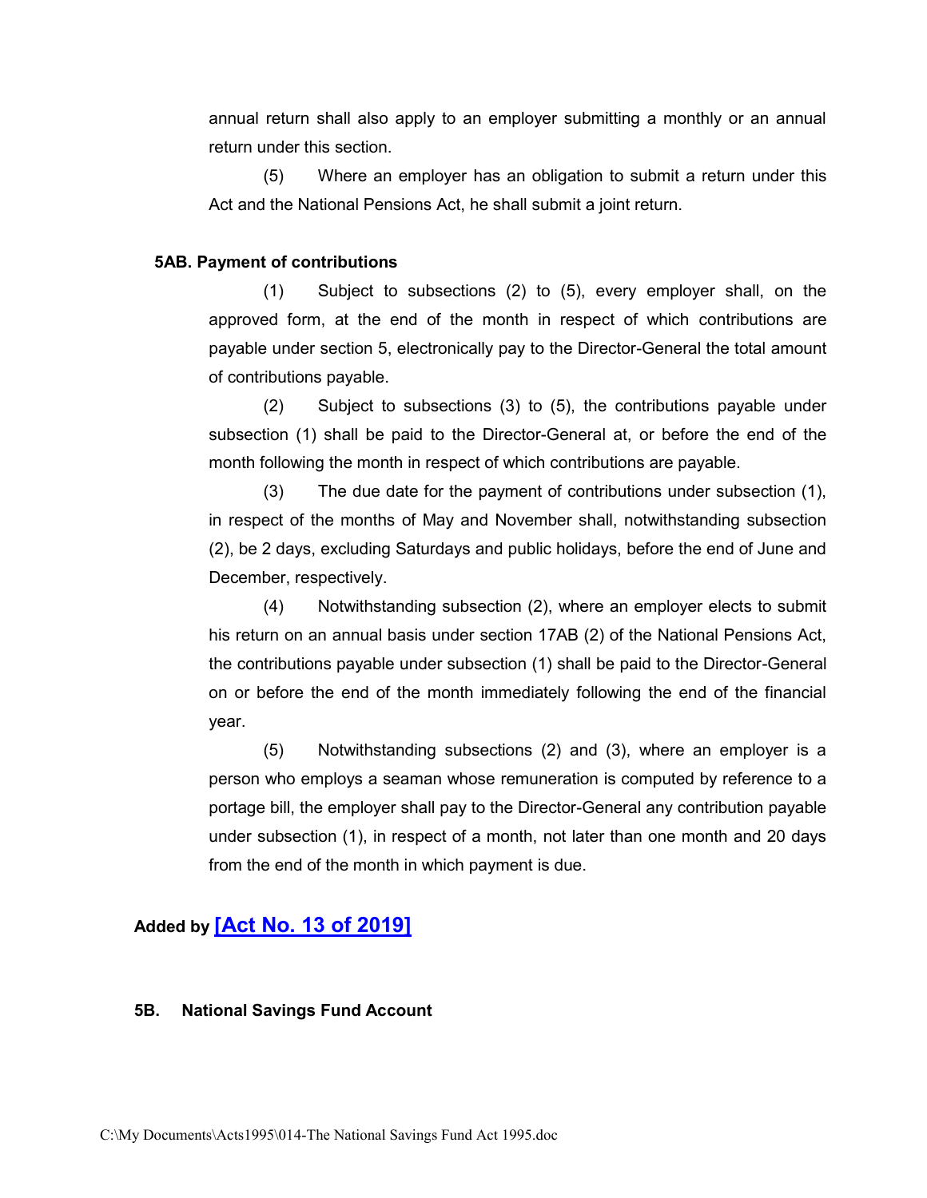annual return shall also apply to an employer submitting a monthly or an annual return under this section.

(5) Where an employer has an obligation to submit a return under this Act and the National Pensions Act, he shall submit a joint return.

**5AB. Payment of contributions**

(1) Subject to subsections (2) to (5), every employer shall, on the approved form, at the end of the month in respect of which contributions are payable under section 5, electronically pay to the Director-General the total amount of contributions payable.

(2) Subject to subsections (3) to (5), the contributions payable under subsection (1) shall be paid to the Director-General at, or before the end of the month following the month in respect of which contributions are payable.

(3) The due date for the payment of contributions under subsection (1), in respect of the months of May and November shall, notwithstanding subsection (2), be 2 days, excluding Saturdays and public holidays, before the end of June and December, respectively.

(4) Notwithstanding subsection (2), where an employer elects to submit his return on an annual basis under section 17AB (2) of the National Pensions Act, the contributions payable under subsection (1) shall be paid to the Director-General on or before the end of the month immediately following the end of the financial year.

(5) Notwithstanding subsections (2) and (3), where an employer is a person who employs a seaman whose remuneration is computed by reference to a portage bill, the employer shall pay to the Director-General any contribution payable under subsection (1), in respect of a month, not later than one month and 20 days from the end of the month in which payment is due.

**Added by [Act No. 13 of 2019]**

**5B. National Savings Fund Account**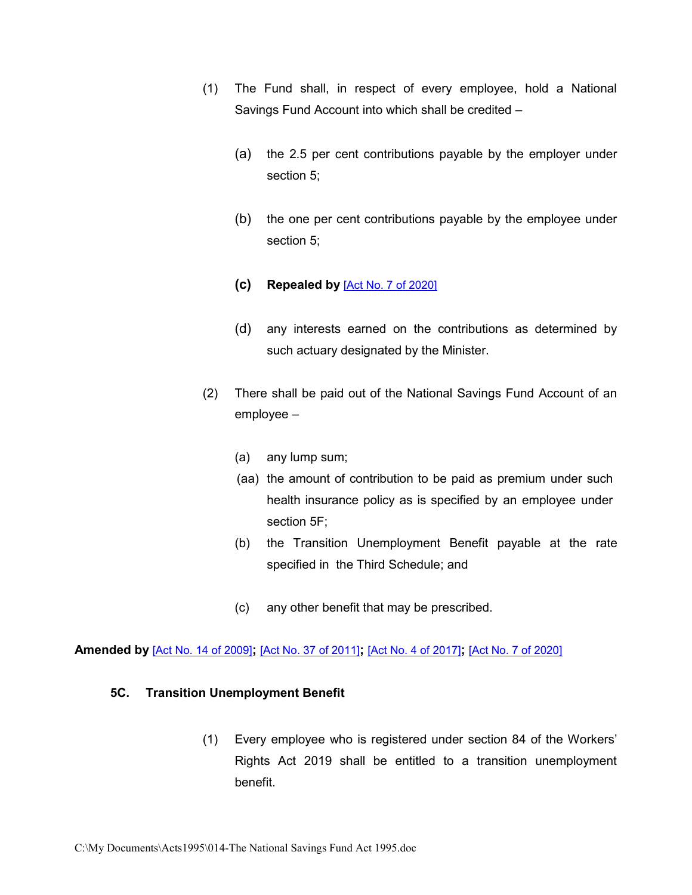(1) The Fund shall, in respect of every employee, hold a National Savings Fund Account into which shall be credited –

(a) the 2.5 per cent contributions payable by the employer under section 5;

(b) the one per cent contributions payable by the employee under section 5;

**(c) Repealed by** [Act No. 7 of 2020]

(d) any interests earned on the contributions as determined by such actuary designated by the Minister.

(2) There shall be paid out of the National Savings Fund Account of an employee –

(a) any lump sum;

(aa) the amount of contribution to be paid as premium under such health insurance policy as is specified by an employee under section 5F;

(b) the Transition Unemployment Benefit payable at the rate specified in the Third Schedule; and

(c) any other benefit that may be prescribed.

**Amended by** [Act No. 14 of 2009]**;** [Act No. 37 of 2011]**;** [Act No. 4 of 2017]**;** [Act No. 7 of 2020]

### 5C. Transition Unemployment Benefit

(1) Every employee who is registered under section 84 of the Workers' Rights Act 2019 shall be entitled to a transition unemployment benefit.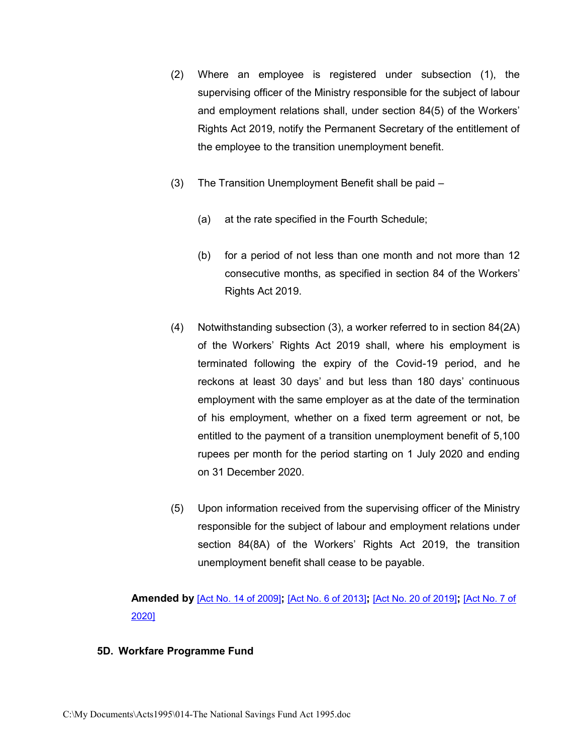(2) Where an employee is registered under subsection (1), the supervising officer of the Ministry responsible for the subject of labour and employment relations shall, under section 84(5) of the Workers' Rights Act 2019, notify the Permanent Secretary of the entitlement of the employee to the transition unemployment benefit.

(3) The Transition Unemployment Benefit shall be paid –

(a) at the rate specified in the Fourth Schedule;

(b) for a period of not less than one month and not more than 12 consecutive months, as specified in section 84 of the Workers' Rights Act 2019.

(4) Notwithstanding subsection (3), a worker referred to in section 84(2A) of the Workers' Rights Act 2019 shall, where his employment is terminated following the expiry of the Covid-19 period, and he reckons at least 30 days' and but less than 180 days' continuous employment with the same employer as at the date of the termination of his employment, whether on a fixed term agreement or not, be entitled to the payment of a transition unemployment benefit of 5,100 rupees per month for the period starting on 1 July 2020 and ending on 31 December 2020.

(5) Upon information received from the supervising officer of the Ministry responsible for the subject of labour and employment relations under section 84(8A) of the Workers' Rights Act 2019, the transition unemployment benefit shall cease to be payable.

**Amended by** [Act No. 14 of 2009]**;** [Act No. 6 of 2013]**;** [Act No. 20 of 2019]**;** [Act No. 7 of 2020]

**5D. Workfare Programme Fund**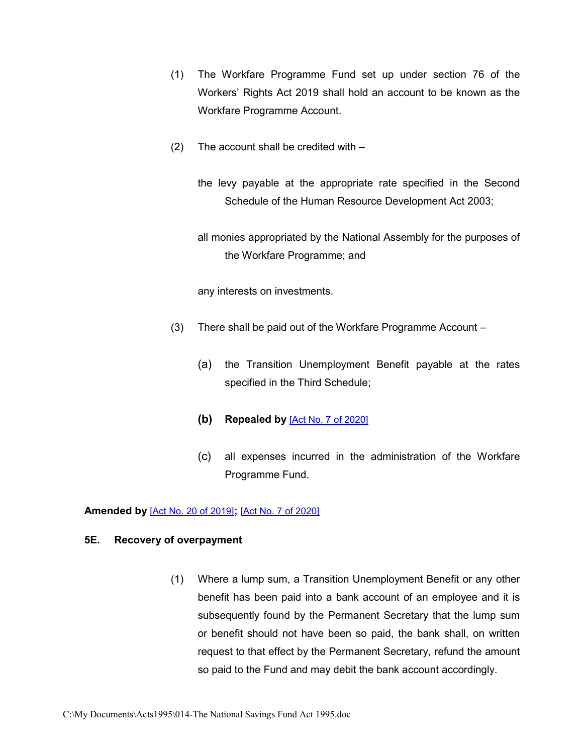(1) The Workfare Programme Fund set up under section 76 of the Workers' Rights Act 2019 shall hold an account to be known as the Workfare Programme Account.

(2) The account shall be credited with –

the levy payable at the appropriate rate specified in the Second Schedule of the Human Resource Development Act 2003;

all monies appropriated by the National Assembly for the purposes of the Workfare Programme; and

any interests on investments.

(3) There shall be paid out of the Workfare Programme Account –

(a) the Transition Unemployment Benefit payable at the rates specified in the Third Schedule;

**(b) Repealed by** [Act No. 7 of 2020]

(c) all expenses incurred in the administration of the Workfare Programme Fund.

**Amended by** [Act No. 20 of 2019]**;** [Act No. 7 of 2020]

**5E. Recovery of overpayment**

(1) Where a lump sum, a Transition Unemployment Benefit or any other benefit has been paid into a bank account of an employee and it is subsequently found by the Permanent Secretary that the lump sum or benefit should not have been so paid, the bank shall, on written request to that effect by the Permanent Secretary, refund the amount so paid to the Fund and may debit the bank account accordingly.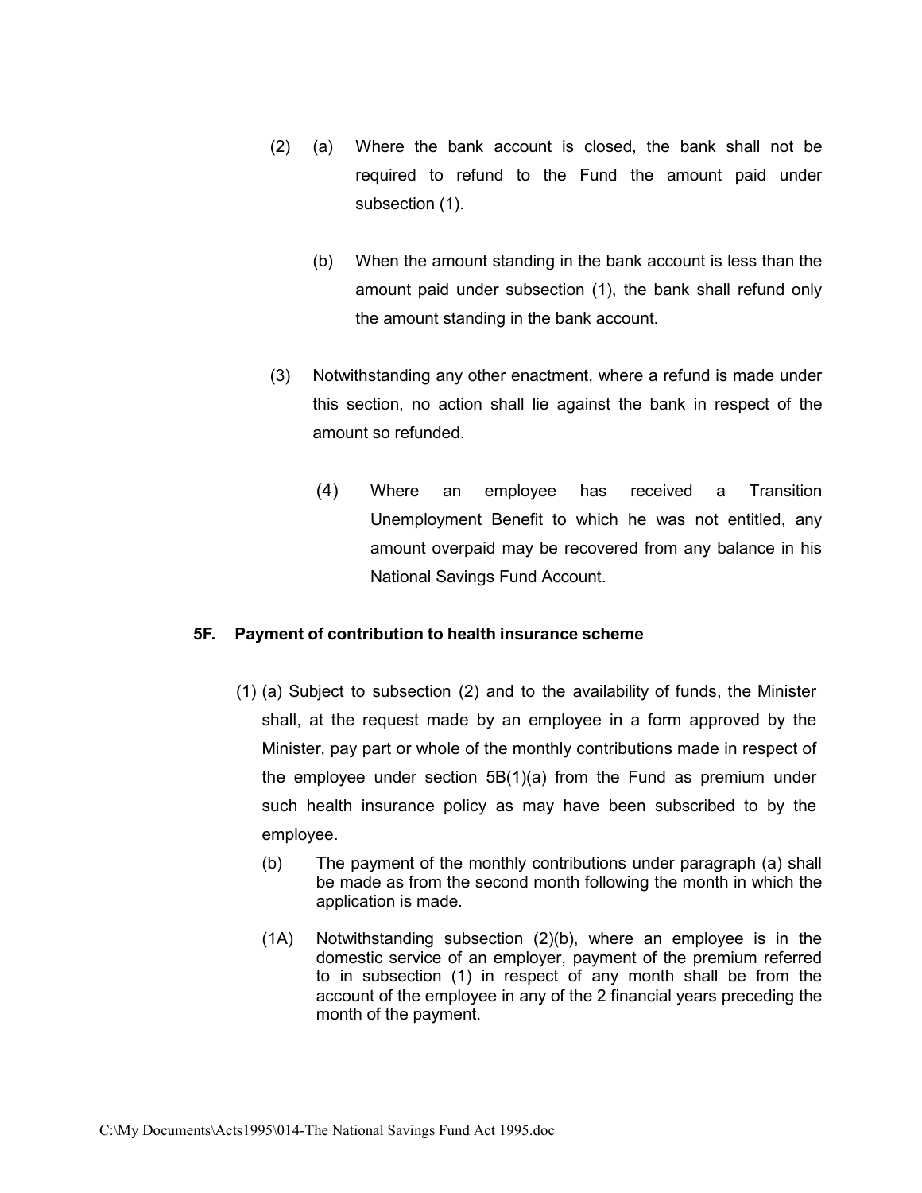(2) (a) Where the bank account is closed, the bank shall not be required to refund to the Fund the amount paid under subsection (1).

(b) When the amount standing in the bank account is less than the amount paid under subsection (1), the bank shall refund only the amount standing in the bank account.

(3) Notwithstanding any other enactment, where a refund is made under this section, no action shall lie against the bank in respect of the amount so refunded.

(4) Where an employee has received a Transition Unemployment Benefit to which he was not entitled, any amount overpaid may be recovered from any balance in his National Savings Fund Account.

**5F. Payment of contribution to health insurance scheme**

(1) (a) Subject to subsection (2) and to the availability of funds, the Minister shall, at the request made by an employee in a form approved by the Minister, pay part or whole of the monthly contributions made in respect of the employee under section 5B(1)(a) from the Fund as premium under such health insurance policy as may have been subscribed to by the employee.

(b) The payment of the monthly contributions under paragraph (a) shall be made as from the second month following the month in which the application is made.

(1A) Notwithstanding subsection (2)(b), where an employee is in the domestic service of an employer, payment of the premium referred to in subsection (1) in respect of any month shall be from the account of the employee in any of the 2 financial years preceding the month of the payment.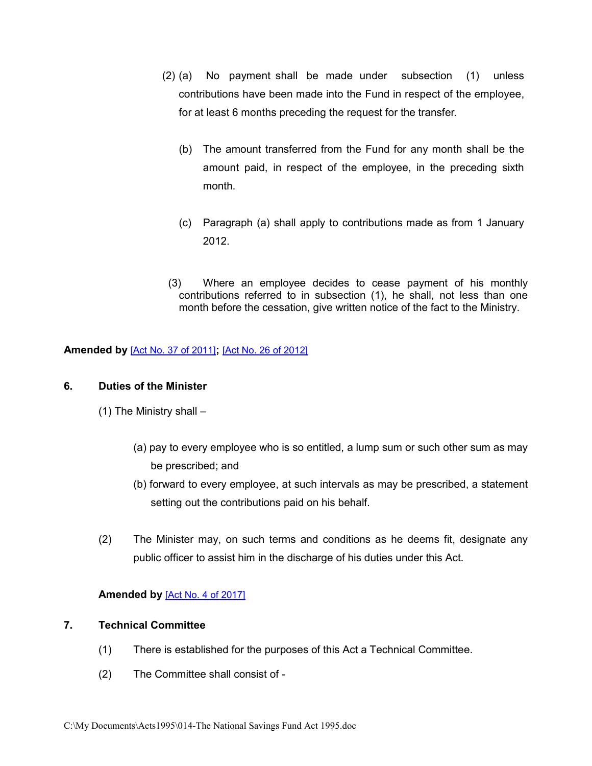(2) (a) No payment shall be made under subsection (1) unless contributions have been made into the Fund in respect of the employee, for at least 6 months preceding the request for the transfer.

(b) The amount transferred from the Fund for any month shall be the amount paid, in respect of the employee, in the preceding sixth month.

(c) Paragraph (a) shall apply to contributions made as from 1 January 2012.

(3) Where an employee decides to cease payment of his monthly contributions referred to in subsection (1), he shall, not less than one month before the cessation, give written notice of the fact to the Ministry.

**Amended by** [Act No. 37 of 2011]**;** [Act No. 26 of 2012]

### 6. Duties of the Minister

(1) The Ministry shall –

(a) pay to every employee who is so entitled, a lump sum or such other sum as may be prescribed; and

(b) forward to every employee, at such intervals as may be prescribed, a statement setting out the contributions paid on his behalf.

(2) The Minister may, on such terms and conditions as he deems fit, designate any public officer to assist him in the discharge of his duties under this Act.

**Amended by** [Act No. 4 of 2017]

### 7. Technical Committee

(1) There is established for the purposes of this Act a Technical Committee.

(2) The Committee shall consist of -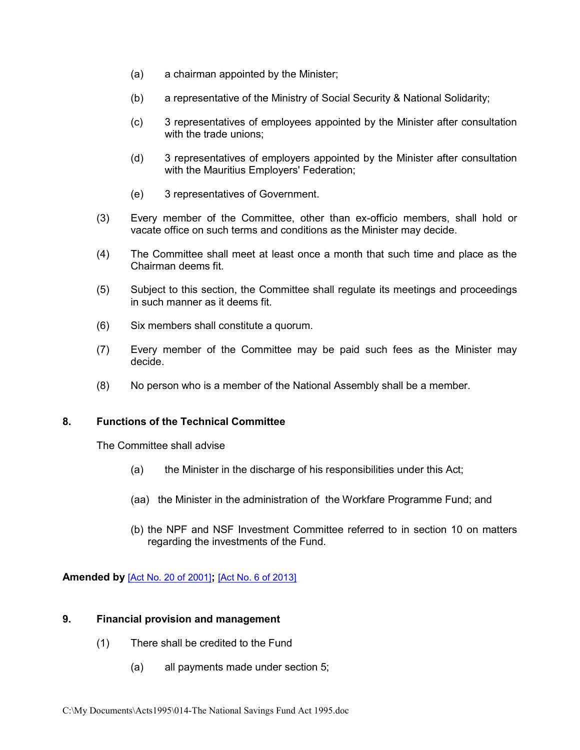(a) a chairman appointed by the Minister;

(b) a representative of the Ministry of Social Security & National Solidarity;

(c) 3 representatives of employees appointed by the Minister after consultation with the trade unions;

(d) 3 representatives of employers appointed by the Minister after consultation with the Mauritius Employers' Federation;

(e) 3 representatives of Government.

(3) Every member of the Committee, other than ex-officio members, shall hold or vacate office on such terms and conditions as the Minister may decide.

(4) The Committee shall meet at least once a month that such time and place as the Chairman deems fit.

(5) Subject to this section, the Committee shall regulate its meetings and proceedings in such manner as it deems fit.

(6) Six members shall constitute a quorum.

(7) Every member of the Committee may be paid such fees as the Minister may decide.

(8) No person who is a member of the National Assembly shall be a member.

### 8. Functions of the Technical Committee

The Committee shall advise

(a) the Minister in the discharge of his responsibilities under this Act;

(aa) the Minister in the administration of the Workfare Programme Fund; and

(b) the NPF and NSF Investment Committee referred to in section 10 on matters regarding the investments of the Fund.

**Amended by** [Act No. 20 of 2001]**;** [Act No. 6 of 2013]

### 9. Financial provision and management

(1) There shall be credited to the Fund

(a) all payments made under section 5;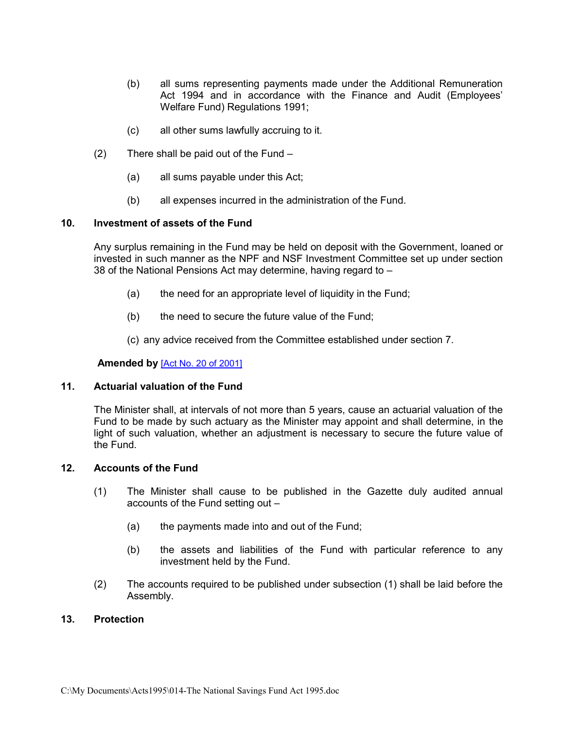(b) all sums representing payments made under the Additional Remuneration Act 1994 and in accordance with the Finance and Audit (Employees' Welfare Fund) Regulations 1991;

(c) all other sums lawfully accruing to it.

(2) There shall be paid out of the Fund –

(a) all sums payable under this Act;

(b) all expenses incurred in the administration of the Fund.

### 10. Investment of assets of the Fund

Any surplus remaining in the Fund may be held on deposit with the Government, loaned or invested in such manner as the NPF and NSF Investment Committee set up under section 38 of the National Pensions Act may determine, having regard to –

(a) the need for an appropriate level of liquidity in the Fund;

(b) the need to secure the future value of the Fund;

(c) any advice received from the Committee established under section 7.

**Amended by** [Act No. 20 of 2001]

### 11. Actuarial valuation of the Fund

The Minister shall, at intervals of not more than 5 years, cause an actuarial valuation of the Fund to be made by such actuary as the Minister may appoint and shall determine, in the light of such valuation, whether an adjustment is necessary to secure the future value of the Fund.

### 12. Accounts of the Fund

(1) The Minister shall cause to be published in the Gazette duly audited annual accounts of the Fund setting out –

(a) the payments made into and out of the Fund;

(b) the assets and liabilities of the Fund with particular reference to any investment held by the Fund.

(2) The accounts required to be published under subsection (1) shall be laid before the Assembly.

### 13. Protection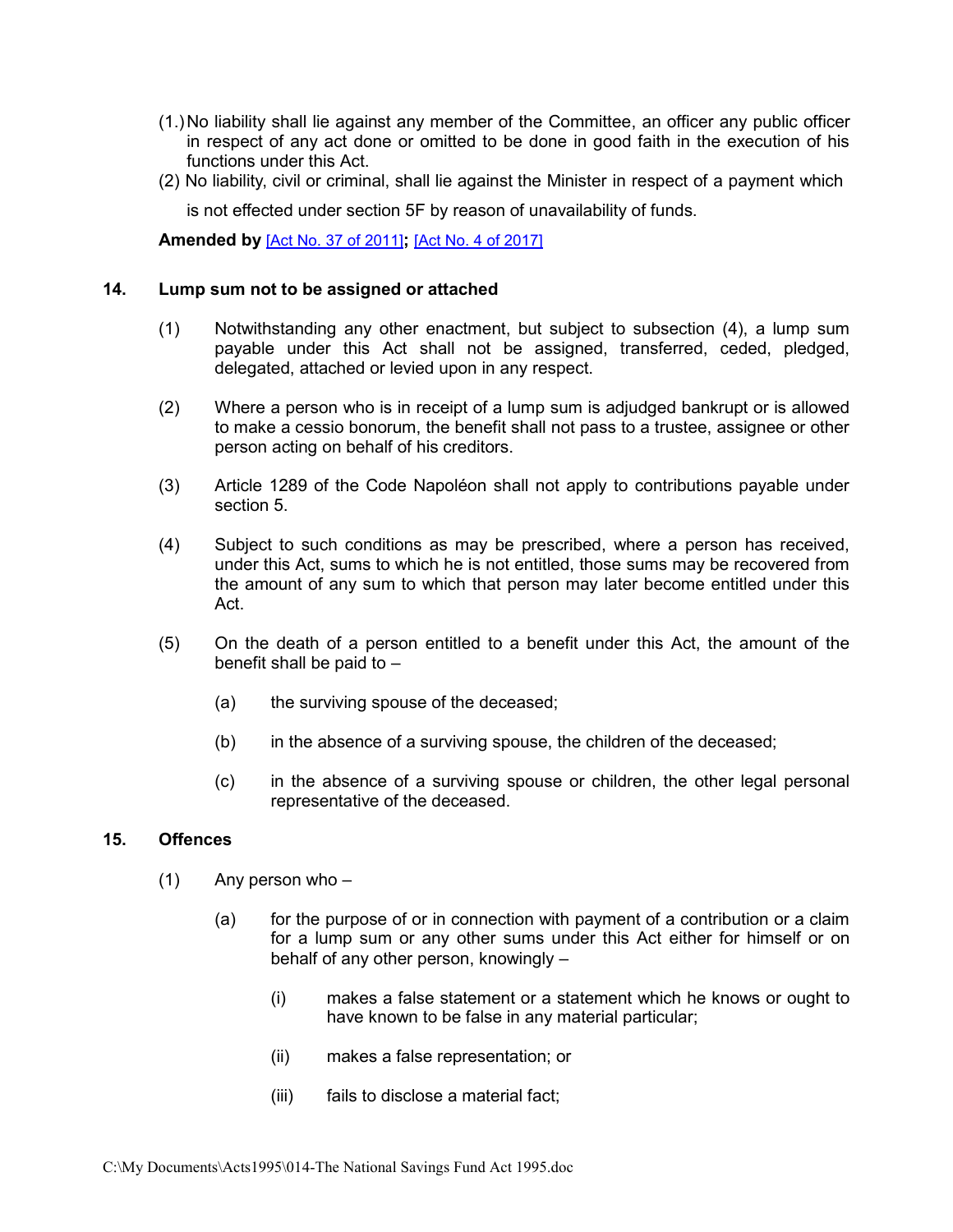(1.) No liability shall lie against any member of the Committee, an officer any public officer in respect of any act done or omitted to be done in good faith in the execution of his functions under this Act.

(2) No liability, civil or criminal, shall lie against the Minister in respect of a payment which is not effected under section 5F by reason of unavailability of funds.

**Amended by** [Act No. 37 of 2011]**;** [Act No. 4 of 2017]

### 14. Lump sum not to be assigned or attached

(1) Notwithstanding any other enactment, but subject to subsection (4), a lump sum payable under this Act shall not be assigned, transferred, ceded, pledged, delegated, attached or levied upon in any respect.

(2) Where a person who is in receipt of a lump sum is adjudged bankrupt or is allowed to make a cessio bonorum, the benefit shall not pass to a trustee, assignee or other person acting on behalf of his creditors.

(3) Article 1289 of the Code Napoléon shall not apply to contributions payable under section 5.

(4) Subject to such conditions as may be prescribed, where a person has received, under this Act, sums to which he is not entitled, those sums may be recovered from the amount of any sum to which that person may later become entitled under this Act.

(5) On the death of a person entitled to a benefit under this Act, the amount of the benefit shall be paid to –

(a) the surviving spouse of the deceased;

(b) in the absence of a surviving spouse, the children of the deceased;

(c) in the absence of a surviving spouse or children, the other legal personal representative of the deceased.

### 15. Offences

(1) Any person who –

(a) for the purpose of or in connection with payment of a contribution or a claim for a lump sum or any other sums under this Act either for himself or on behalf of any other person, knowingly –

(i) makes a false statement or a statement which he knows or ought to have known to be false in any material particular;

(ii) makes a false representation; or

(iii) fails to disclose a material fact;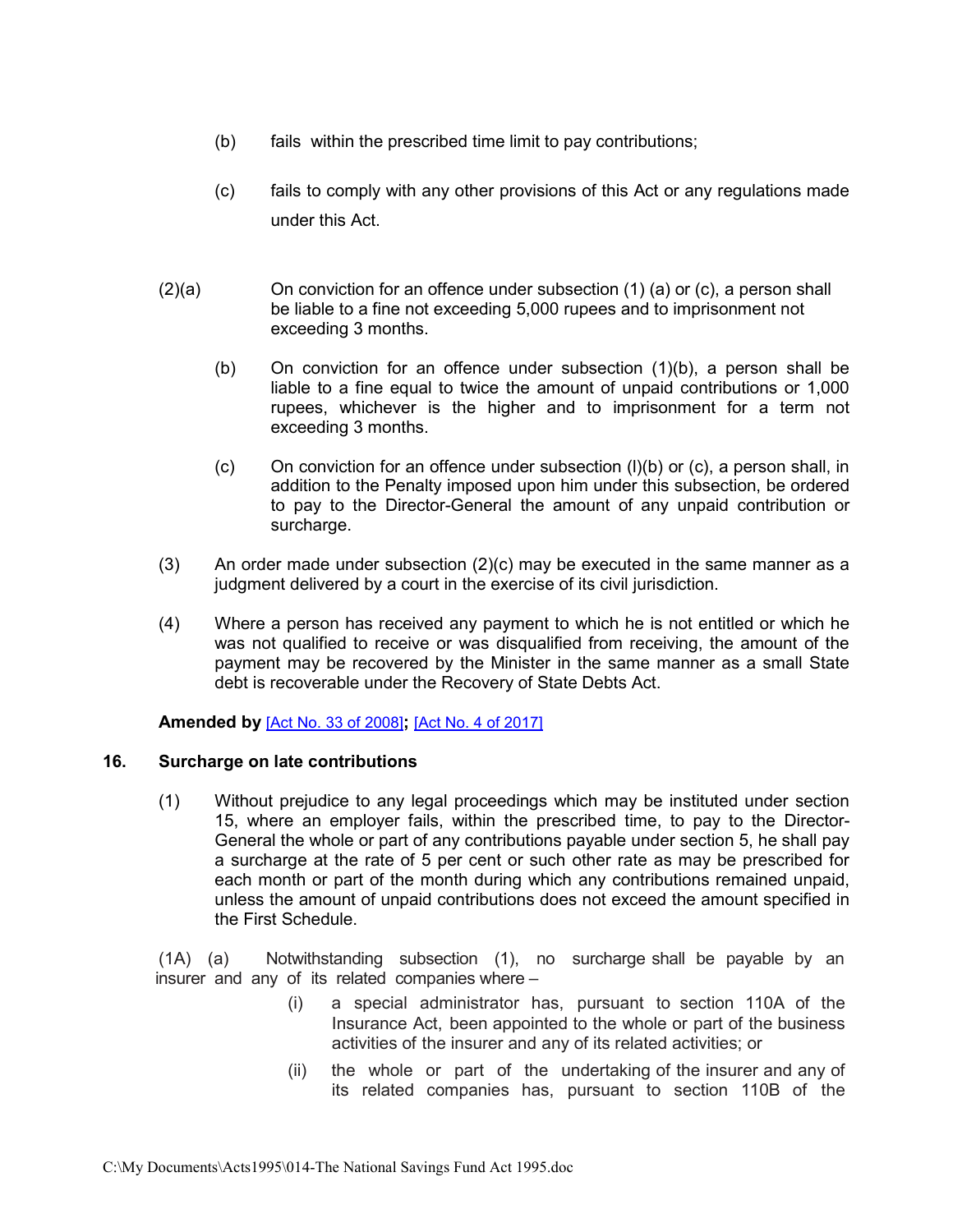(b) fails within the prescribed time limit to pay contributions;

(c) fails to comply with any other provisions of this Act or any regulations made under this Act.

(2)(a) On conviction for an offence under subsection (1) (a) or (c), a person shall be liable to a fine not exceeding 5,000 rupees and to imprisonment not exceeding 3 months.

(b) On conviction for an offence under subsection (1)(b), a person shall be liable to a fine equal to twice the amount of unpaid contributions or 1,000 rupees, whichever is the higher and to imprisonment for a term not exceeding 3 months.

(c) On conviction for an offence under subsection (l)(b) or (c), a person shall, in addition to the Penalty imposed upon him under this subsection, be ordered to pay to the Director-General the amount of any unpaid contribution or surcharge.

(3) An order made under subsection (2)(c) may be executed in the same manner as a judgment delivered by a court in the exercise of its civil jurisdiction.

(4) Where a person has received any payment to which he is not entitled or which he was not qualified to receive or was disqualified from receiving, the amount of the payment may be recovered by the Minister in the same manner as a small State debt is recoverable under the Recovery of State Debts Act.

**Amended by** [Act No. 33 of 2008]**;** [Act No. 4 of 2017]

### 16. Surcharge on late contributions

(1) Without prejudice to any legal proceedings which may be instituted under section 15, where an employer fails, within the prescribed time, to pay to the Director-General the whole or part of any contributions payable under section 5, he shall pay a surcharge at the rate of 5 per cent or such other rate as may be prescribed for each month or part of the month during which any contributions remained unpaid, unless the amount of unpaid contributions does not exceed the amount specified in the First Schedule.

(1A) (a) Notwithstanding subsection (1), no surcharge shall be payable by an insurer and any of its related companies where –

(i) a special administrator has, pursuant to section 110A of the Insurance Act, been appointed to the whole or part of the business activities of the insurer and any of its related activities; or

(ii) the whole or part of the undertaking of the insurer and any of its related companies has, pursuant to section 110B of the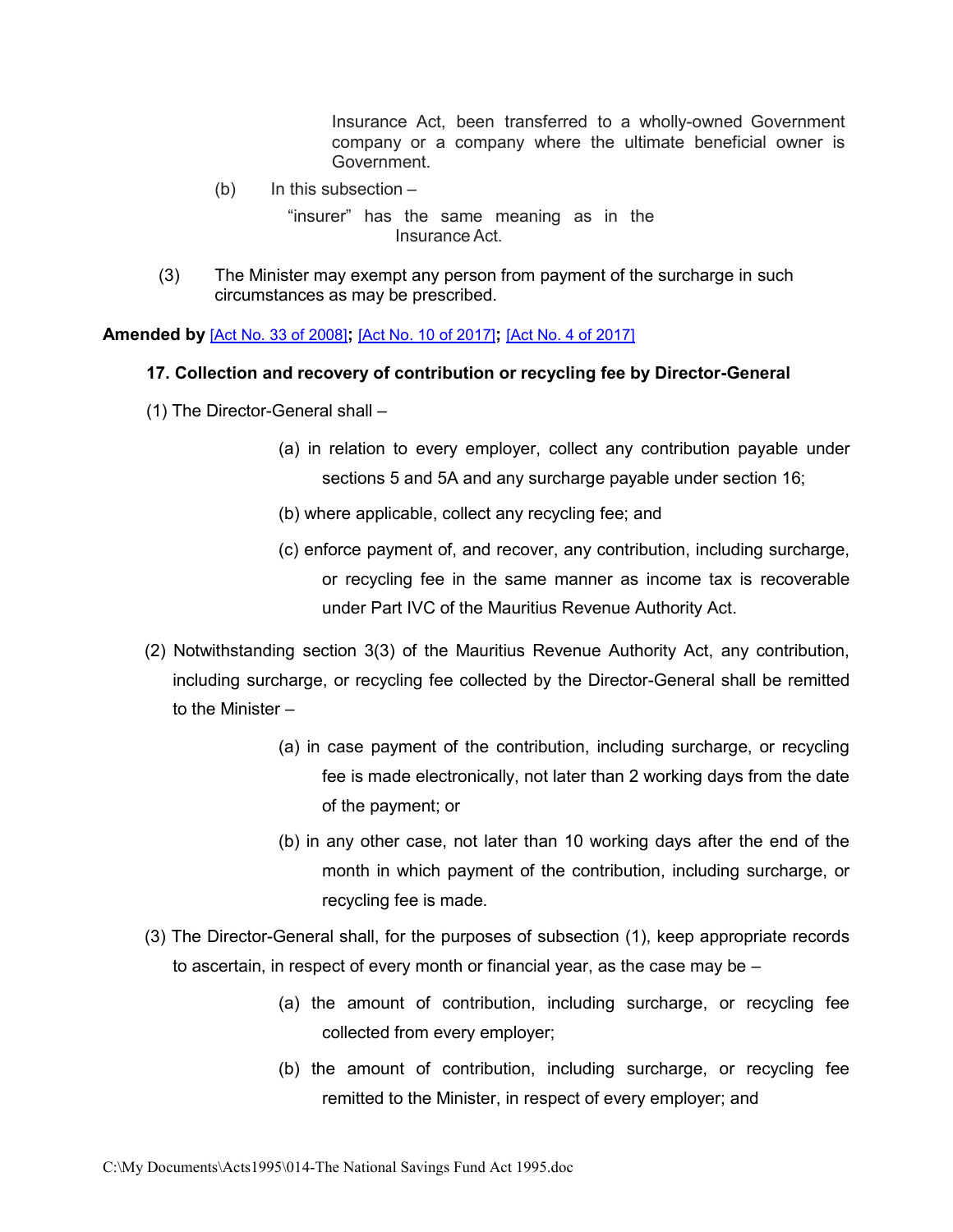Insurance Act, been transferred to a wholly-owned Government company or a company where the ultimate beneficial owner is Government.

(b) In this subsection –

"insurer" has the same meaning as in the Insurance Act.

(3) The Minister may exempt any person from payment of the surcharge in such circumstances as may be prescribed.

**Amended by** [Act No. 33 of 2008]**;** [Act No. 10 of 2017]**;** [Act No. 4 of 2017]

**17. Collection and recovery of contribution or recycling fee by Director-General**

(1) The Director-General shall –

(a) in relation to every employer, collect any contribution payable under sections 5 and 5A and any surcharge payable under section 16;

(b) where applicable, collect any recycling fee; and

(c) enforce payment of, and recover, any contribution, including surcharge, or recycling fee in the same manner as income tax is recoverable under Part IVC of the Mauritius Revenue Authority Act.

(2) Notwithstanding section 3(3) of the Mauritius Revenue Authority Act, any contribution, including surcharge, or recycling fee collected by the Director-General shall be remitted to the Minister –

(a) in case payment of the contribution, including surcharge, or recycling fee is made electronically, not later than 2 working days from the date of the payment; or

(b) in any other case, not later than 10 working days after the end of the month in which payment of the contribution, including surcharge, or recycling fee is made.

(3) The Director-General shall, for the purposes of subsection (1), keep appropriate records to ascertain, in respect of every month or financial year, as the case may be –

(a) the amount of contribution, including surcharge, or recycling fee collected from every employer;

(b) the amount of contribution, including surcharge, or recycling fee remitted to the Minister, in respect of every employer; and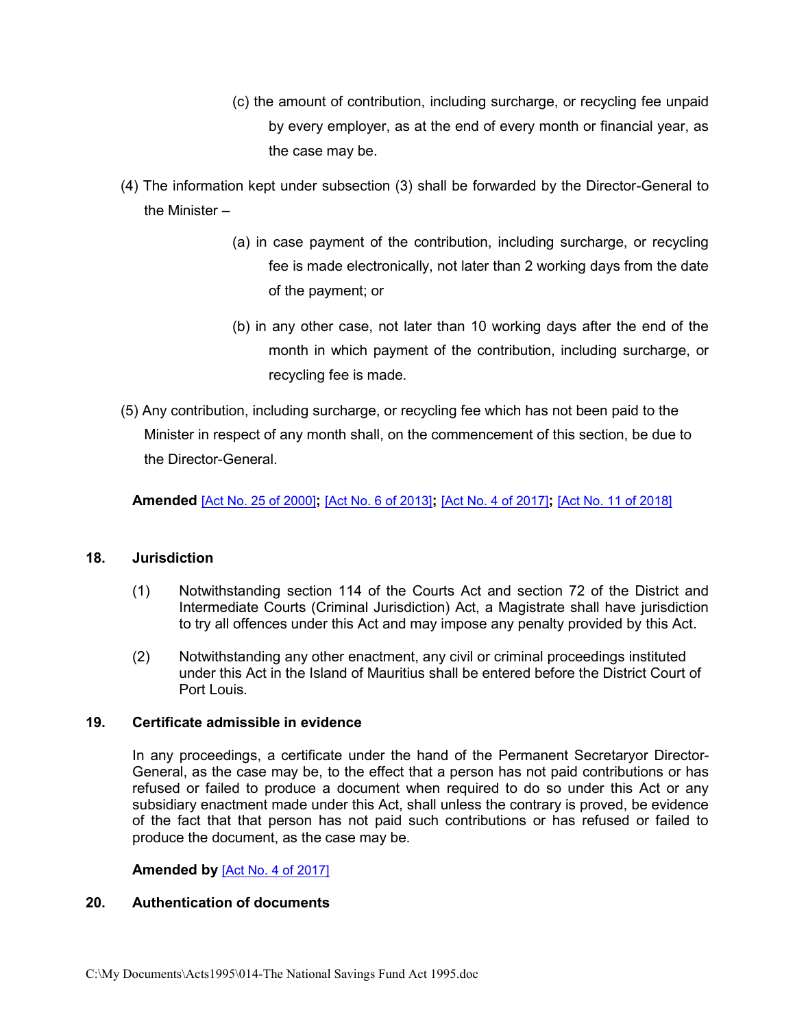(c) the amount of contribution, including surcharge, or recycling fee unpaid by every employer, as at the end of every month or financial year, as the case may be.

(4) The information kept under subsection (3) shall be forwarded by the Director-General to the Minister –

(a) in case payment of the contribution, including surcharge, or recycling fee is made electronically, not later than 2 working days from the date of the payment; or

(b) in any other case, not later than 10 working days after the end of the month in which payment of the contribution, including surcharge, or recycling fee is made.

(5) Any contribution, including surcharge, or recycling fee which has not been paid to the Minister in respect of any month shall, on the commencement of this section, be due to the Director-General.

**Amended** [Act No. 25 of 2000]**;** [Act No. 6 of 2013]**;** [Act No. 4 of 2017]**;** [Act No. 11 of 2018]

### 18. Jurisdiction

(1) Notwithstanding section 114 of the Courts Act and section 72 of the District and Intermediate Courts (Criminal Jurisdiction) Act, a Magistrate shall have jurisdiction to try all offences under this Act and may impose any penalty provided by this Act.

(2) Notwithstanding any other enactment, any civil or criminal proceedings instituted under this Act in the Island of Mauritius shall be entered before the District Court of Port Louis.

### 19. Certificate admissible in evidence

In any proceedings, a certificate under the hand of the Permanent Secretaryor Director-General, as the case may be, to the effect that a person has not paid contributions or has refused or failed to produce a document when required to do so under this Act or any subsidiary enactment made under this Act, shall unless the contrary is proved, be evidence of the fact that that person has not paid such contributions or has refused or failed to produce the document, as the case may be.

**Amended by** [Act No. 4 of 2017]

### 20. Authentication of documents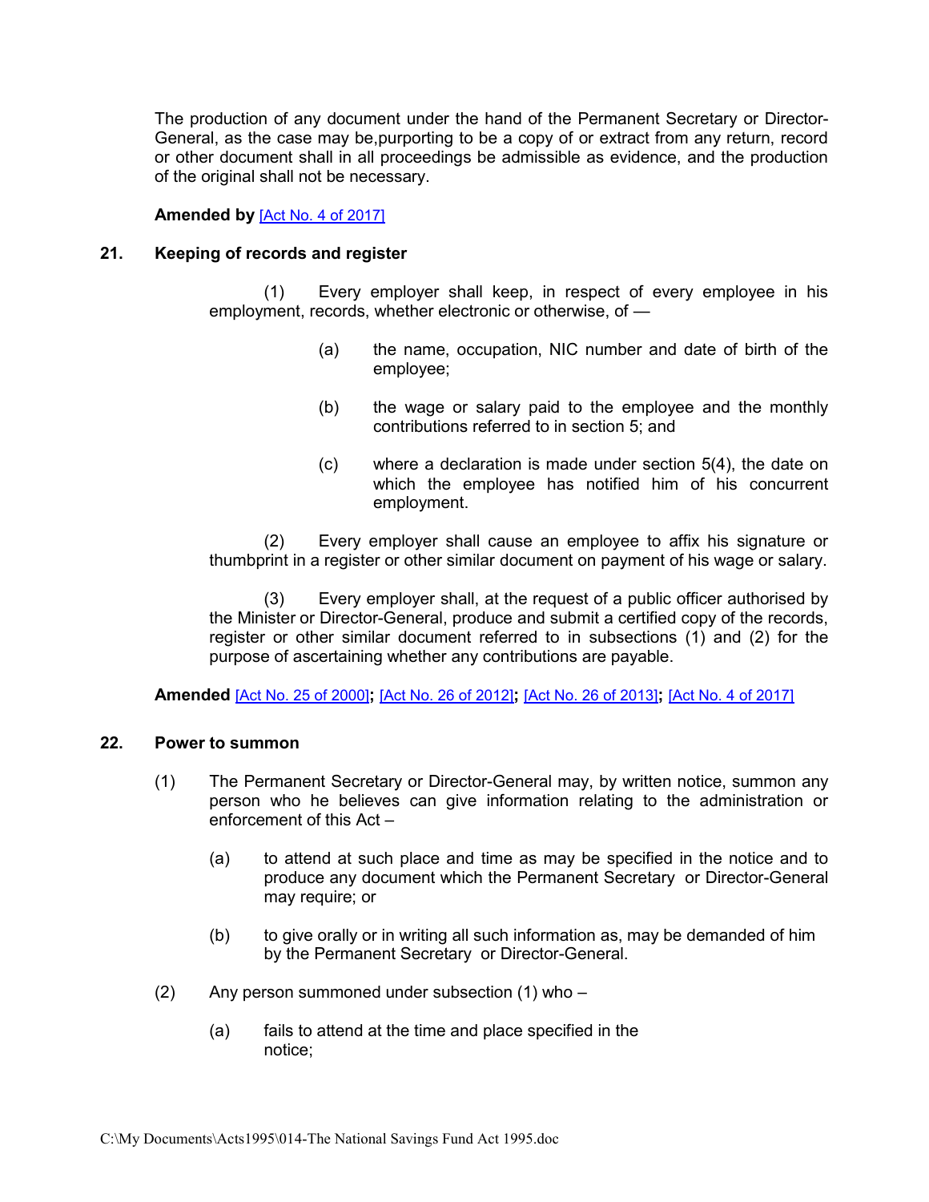The production of any document under the hand of the Permanent Secretary or Director-General, as the case may be,purporting to be a copy of or extract from any return, record or other document shall in all proceedings be admissible as evidence, and the production of the original shall not be necessary.

**Amended by** [Act No. 4 of 2017]

### 21. Keeping of records and register

(1) Every employer shall keep, in respect of every employee in his employment, records, whether electronic or otherwise, of —

(a) the name, occupation, NIC number and date of birth of the employee;

(b) the wage or salary paid to the employee and the monthly contributions referred to in section 5; and

(c) where a declaration is made under section 5(4), the date on which the employee has notified him of his concurrent employment.

(2) Every employer shall cause an employee to affix his signature or thumbprint in a register or other similar document on payment of his wage or salary.

(3) Every employer shall, at the request of a public officer authorised by the Minister or Director-General, produce and submit a certified copy of the records, register or other similar document referred to in subsections (1) and (2) for the purpose of ascertaining whether any contributions are payable.

**Amended** [Act No. 25 of 2000]**;** [Act No. 26 of 2012]**;** [Act No. 26 of 2013]**;** [Act No. 4 of 2017]

### 22. Power to summon

(1) The Permanent Secretary or Director-General may, by written notice, summon any person who he believes can give information relating to the administration or enforcement of this Act –

(a) to attend at such place and time as may be specified in the notice and to produce any document which the Permanent Secretary or Director-General may require; or

(b) to give orally or in writing all such information as, may be demanded of him by the Permanent Secretary or Director-General.

(2) Any person summoned under subsection (1) who –

(a) fails to attend at the time and place specified in the notice;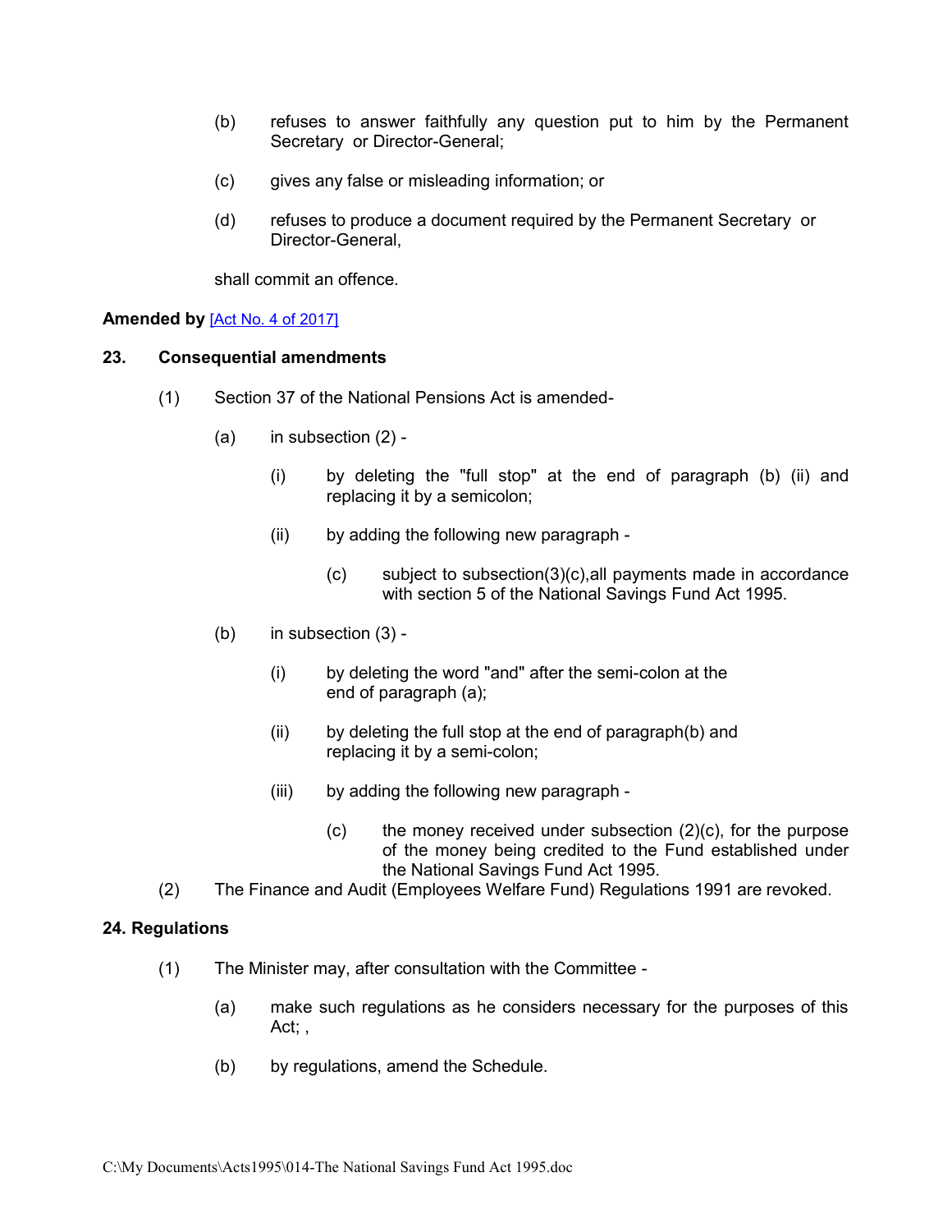(b) refuses to answer faithfully any question put to him by the Permanent Secretary or Director-General;

(c) gives any false or misleading information; or

(d) refuses to produce a document required by the Permanent Secretary or Director-General,

shall commit an offence.

**Amended by** [Act No. 4 of 2017]

**23. Consequential amendments**

(1) Section 37 of the National Pensions Act is amended-

(a) in subsection (2) -

(i) by deleting the "full stop" at the end of paragraph (b) (ii) and replacing it by a semicolon;

(ii) by adding the following new paragraph -

(c) subject to subsection(3)(c),all payments made in accordance with section 5 of the National Savings Fund Act 1995.

(b) in subsection (3) -

(i) by deleting the word "and" after the semi-colon at the end of paragraph (a);

(ii) by deleting the full stop at the end of paragraph(b) and replacing it by a semi-colon;

(iii) by adding the following new paragraph -

(c) the money received under subsection (2)(c), for the purpose of the money being credited to the Fund established under the National Savings Fund Act 1995.

(2) The Finance and Audit (Employees Welfare Fund) Regulations 1991 are revoked.

**24. Regulations**

(1) The Minister may, after consultation with the Committee -

(a) make such regulations as he considers necessary for the purposes of this Act; ,

(b) by regulations, amend the Schedule.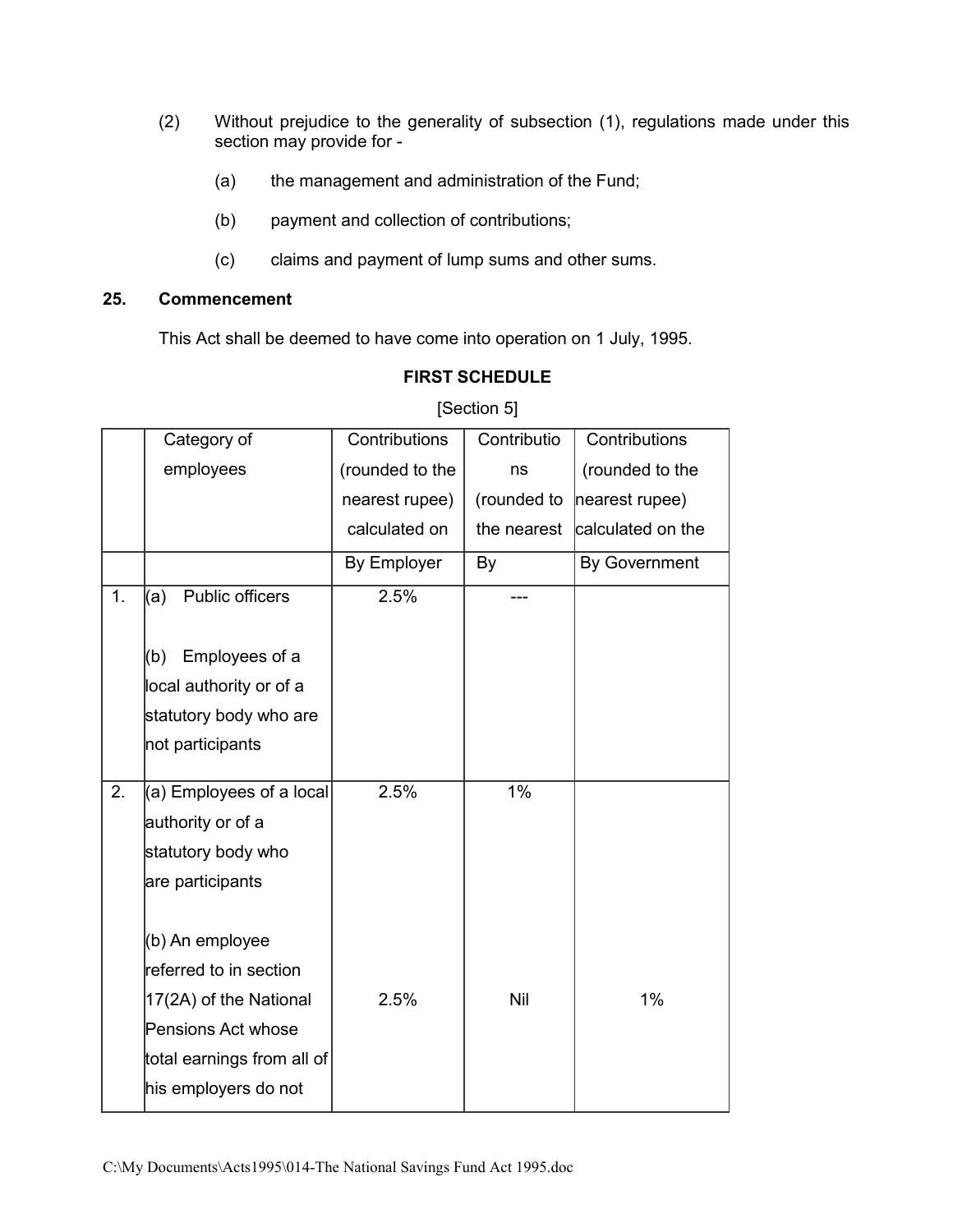(2) Without prejudice to the generality of subsection (1), regulations made under this section may provide for -

(a) the management and administration of the Fund;

(b) payment and collection of contributions;

(c) claims and payment of lump sums and other sums.

**25. Commencement**

This Act shall be deemed to have come into operation on 1 July, 1995.

**FIRST SCHEDULE**

[Section 5]

| | Category of employees | Contributions (rounded to the nearest rupee) calculated on | Contributions (rounded to the nearest | Contributions (rounded to the nearest rupee) calculated on the |
|---|---|---|---|---|
| | | By Employer | By | By Government |
| 1. | (a) Public officers<br><br>(b) Employees of a local authority or of a statutory body who are not participants | 2.5% | --- | |
| 2. | (a) Employees of a local authority or of a statutory body who are participants | 2.5% | 1% | |
| | (b) An employee referred to in section 17(2A) of the National Pensions Act whose total earnings from all of his employers do not | 2.5% | Nil | 1% |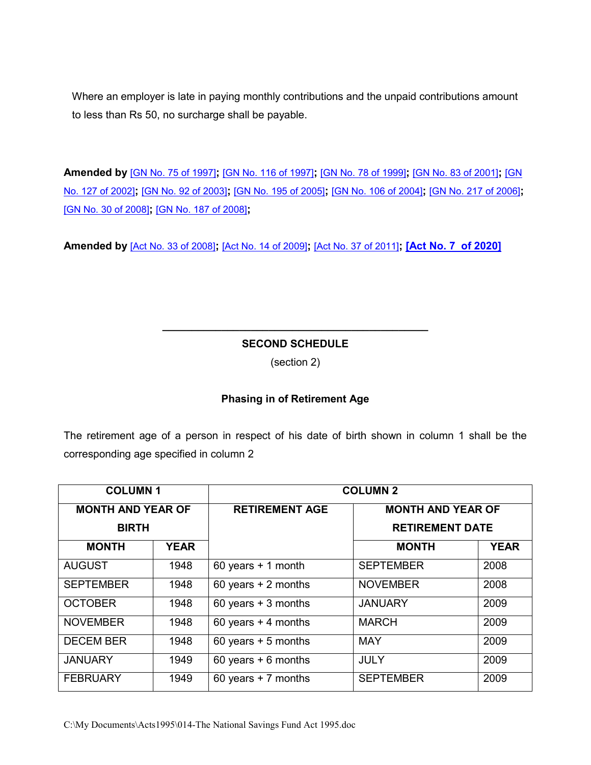Where an employer is late in paying monthly contributions and the unpaid contributions amount to less than Rs 50, no surcharge shall be payable.

**Amended by** [GN No. 75 of 1997]; [GN No. 116 of 1997]; [GN No. 78 of 1999]; [GN No. 83 of 2001]; [GN No. 127 of 2002]; [GN No. 92 of 2003]; [GN No. 195 of 2005]; [GN No. 106 of 2004]; [GN No. 217 of 2006]; [GN No. 30 of 2008]; [GN No. 187 of 2008];

**Amended by** [Act No. 33 of 2008]; [Act No. 14 of 2009]; [Act No. 37 of 2011]; **[Act No. 7 of 2020]**

---

**SECOND SCHEDULE**

(section 2)

**Phasing in of Retirement Age**

The retirement age of a person in respect of his date of birth shown in column 1 shall be the corresponding age specified in column 2

| COLUMN 1 | | COLUMN 2 | | |
|---|---|---|---|---|
| MONTH AND YEAR OF BIRTH | | RETIREMENT AGE | MONTH AND YEAR OF RETIREMENT DATE | |
| MONTH | YEAR | | MONTH | YEAR |
| AUGUST | 1948 | 60 years + 1 month | SEPTEMBER | 2008 |
| SEPTEMBER | 1948 | 60 years + 2 months | NOVEMBER | 2008 |
| OCTOBER | 1948 | 60 years + 3 months | JANUARY | 2009 |
| NOVEMBER | 1948 | 60 years + 4 months | MARCH | 2009 |
| DECEM BER | 1948 | 60 years + 5 months | MAY | 2009 |
| JANUARY | 1949 | 60 years + 6 months | JULY | 2009 |
| FEBRUARY | 1949 | 60 years + 7 months | SEPTEMBER | 2009 |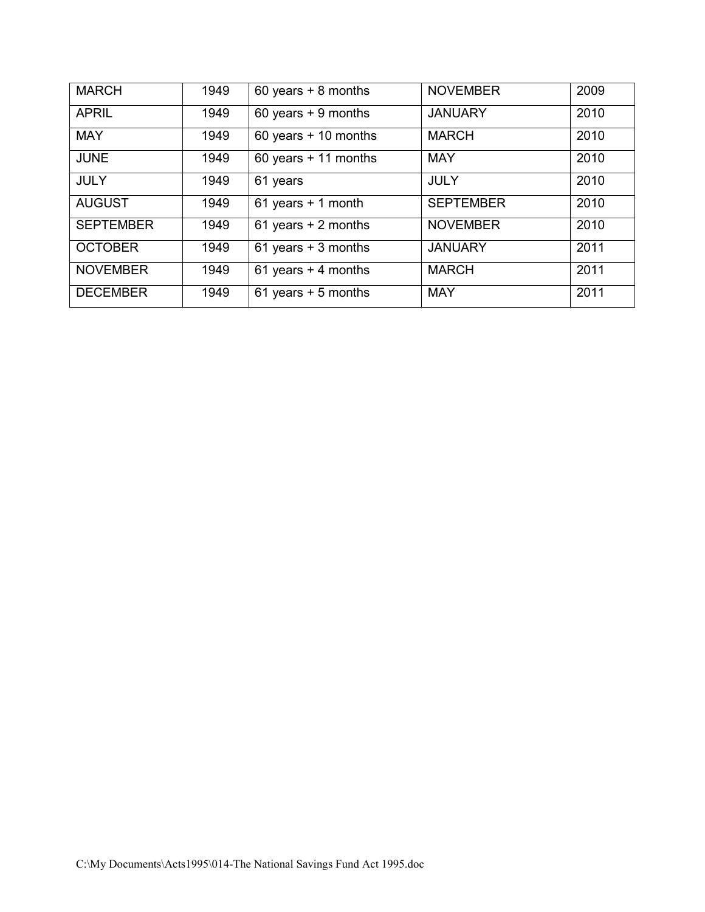| | | | | |
|---|---|---|---|---|
| MARCH | 1949 | 60 years + 8 months | NOVEMBER | 2009 |
| APRIL | 1949 | 60 years + 9 months | JANUARY | 2010 |
| MAY | 1949 | 60 years + 10 months | MARCH | 2010 |
| JUNE | 1949 | 60 years + 11 months | MAY | 2010 |
| JULY | 1949 | 61 years | JULY | 2010 |
| AUGUST | 1949 | 61 years + 1 month | SEPTEMBER | 2010 |
| SEPTEMBER | 1949 | 61 years + 2 months | NOVEMBER | 2010 |
| OCTOBER | 1949 | 61 years + 3 months | JANUARY | 2011 |
| NOVEMBER | 1949 | 61 years + 4 months | MARCH | 2011 |
| DECEMBER | 1949 | 61 years + 5 months | MAY | 2011 |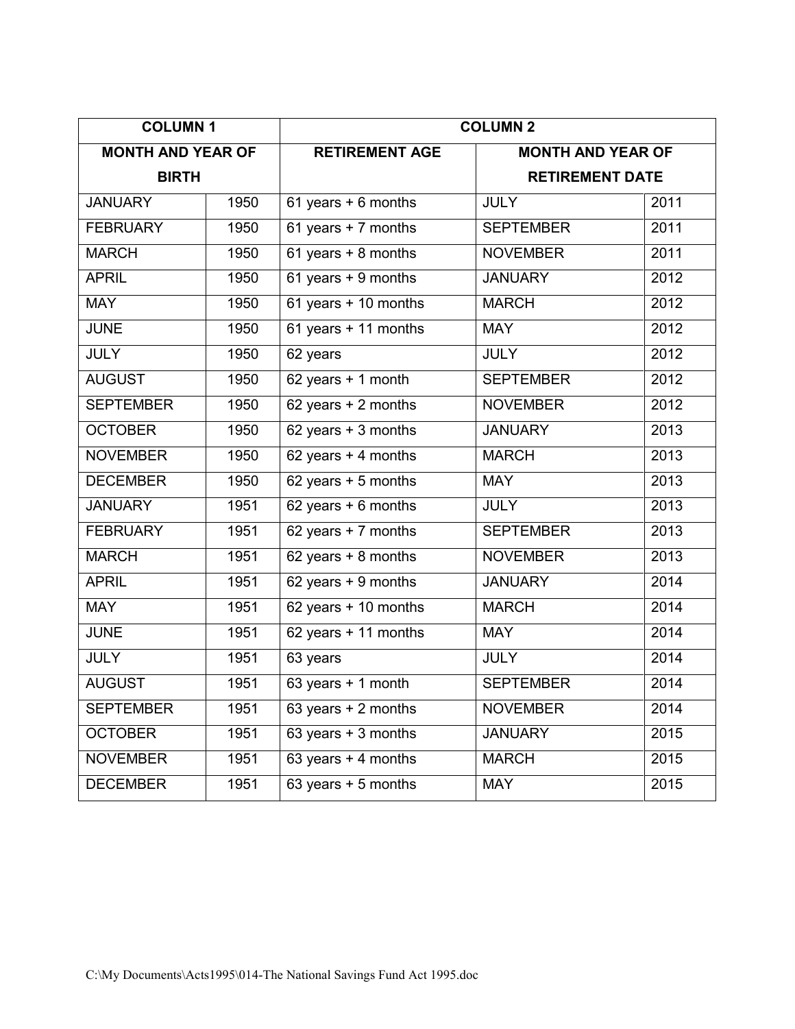| COLUMN 1 | | COLUMN 2 | | |
|---|---|---|---|---|
| MONTH AND YEAR OF BIRTH | | RETIREMENT AGE | MONTH AND YEAR OF RETIREMENT DATE | |
| JANUARY | 1950 | 61 years + 6 months | JULY | 2011 |
| FEBRUARY | 1950 | 61 years + 7 months | SEPTEMBER | 2011 |
| MARCH | 1950 | 61 years + 8 months | NOVEMBER | 2011 |
| APRIL | 1950 | 61 years + 9 months | JANUARY | 2012 |
| MAY | 1950 | 61 years + 10 months | MARCH | 2012 |
| JUNE | 1950 | 61 years + 11 months | MAY | 2012 |
| JULY | 1950 | 62 years | JULY | 2012 |
| AUGUST | 1950 | 62 years + 1 month | SEPTEMBER | 2012 |
| SEPTEMBER | 1950 | 62 years + 2 months | NOVEMBER | 2012 |
| OCTOBER | 1950 | 62 years + 3 months | JANUARY | 2013 |
| NOVEMBER | 1950 | 62 years + 4 months | MARCH | 2013 |
| DECEMBER | 1950 | 62 years + 5 months | MAY | 2013 |
| JANUARY | 1951 | 62 years + 6 months | JULY | 2013 |
| FEBRUARY | 1951 | 62 years + 7 months | SEPTEMBER | 2013 |
| MARCH | 1951 | 62 years + 8 months | NOVEMBER | 2013 |
| APRIL | 1951 | 62 years + 9 months | JANUARY | 2014 |
| MAY | 1951 | 62 years + 10 months | MARCH | 2014 |
| JUNE | 1951 | 62 years + 11 months | MAY | 2014 |
| JULY | 1951 | 63 years | JULY | 2014 |
| AUGUST | 1951 | 63 years + 1 month | SEPTEMBER | 2014 |
| SEPTEMBER | 1951 | 63 years + 2 months | NOVEMBER | 2014 |
| OCTOBER | 1951 | 63 years + 3 months | JANUARY | 2015 |
| NOVEMBER | 1951 | 63 years + 4 months | MARCH | 2015 |
| DECEMBER | 1951 | 63 years + 5 months | MAY | 2015 |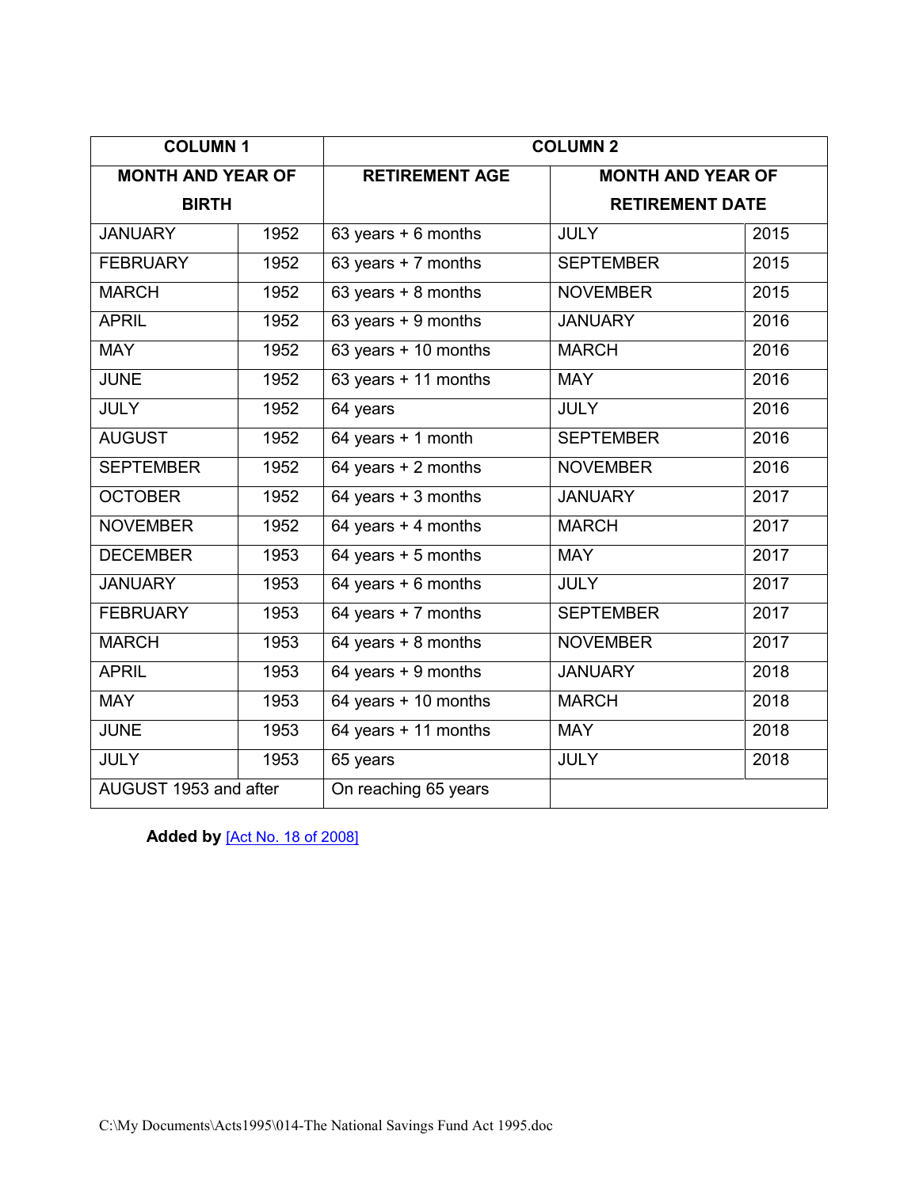| COLUMN 1 | | COLUMN 2 | | |
|---|---|---|---|---|
| MONTH AND YEAR OF BIRTH | | RETIREMENT AGE | MONTH AND YEAR OF RETIREMENT DATE | |
| JANUARY | 1952 | 63 years + 6 months | JULY | 2015 |
| FEBRUARY | 1952 | 63 years + 7 months | SEPTEMBER | 2015 |
| MARCH | 1952 | 63 years + 8 months | NOVEMBER | 2015 |
| APRIL | 1952 | 63 years + 9 months | JANUARY | 2016 |
| MAY | 1952 | 63 years + 10 months | MARCH | 2016 |
| JUNE | 1952 | 63 years + 11 months | MAY | 2016 |
| JULY | 1952 | 64 years | JULY | 2016 |
| AUGUST | 1952 | 64 years + 1 month | SEPTEMBER | 2016 |
| SEPTEMBER | 1952 | 64 years + 2 months | NOVEMBER | 2016 |
| OCTOBER | 1952 | 64 years + 3 months | JANUARY | 2017 |
| NOVEMBER | 1952 | 64 years + 4 months | MARCH | 2017 |
| DECEMBER | 1953 | 64 years + 5 months | MAY | 2017 |
| JANUARY | 1953 | 64 years + 6 months | JULY | 2017 |
| FEBRUARY | 1953 | 64 years + 7 months | SEPTEMBER | 2017 |
| MARCH | 1953 | 64 years + 8 months | NOVEMBER | 2017 |
| APRIL | 1953 | 64 years + 9 months | JANUARY | 2018 |
| MAY | 1953 | 64 years + 10 months | MARCH | 2018 |
| JUNE | 1953 | 64 years + 11 months | MAY | 2018 |
| JULY | 1953 | 65 years | JULY | 2018 |
| AUGUST 1953 and after | | On reaching 65 years | | |

**Added by** [Act No. 18 of 2008]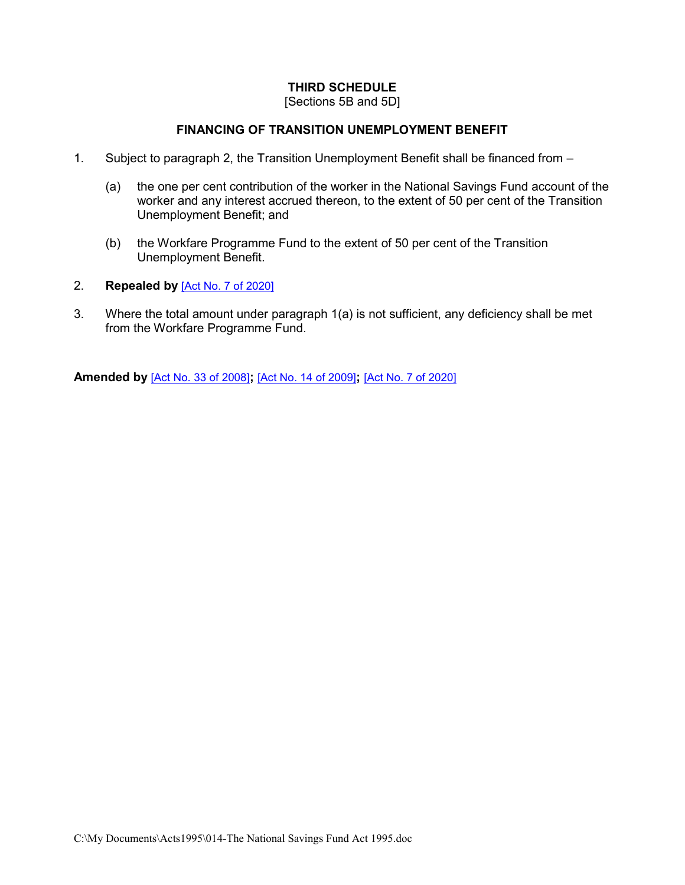**THIRD SCHEDULE**
[Sections 5B and 5D]

**FINANCING OF TRANSITION UNEMPLOYMENT BENEFIT**

1. Subject to paragraph 2, the Transition Unemployment Benefit shall be financed from –

   (a) the one per cent contribution of the worker in the National Savings Fund account of the worker and any interest accrued thereon, to the extent of 50 per cent of the Transition Unemployment Benefit; and

   (b) the Workfare Programme Fund to the extent of 50 per cent of the Transition Unemployment Benefit.

2. **Repealed by** [Act No. 7 of 2020]

3. Where the total amount under paragraph 1(a) is not sufficient, any deficiency shall be met from the Workfare Programme Fund.

**Amended by** [Act No. 33 of 2008]**;** [Act No. 14 of 2009]**;** [Act No. 7 of 2020]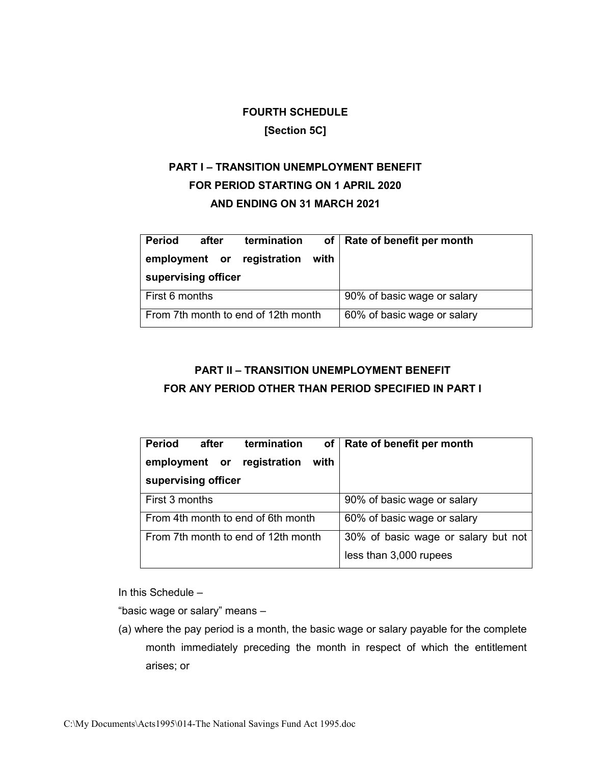## FOURTH SCHEDULE

**[Section 5C]**

### PART I – TRANSITION UNEMPLOYMENT BENEFIT FOR PERIOD STARTING ON 1 APRIL 2020 AND ENDING ON 31 MARCH 2021

| Period after termination of employment or registration with supervising officer | Rate of benefit per month |
|---|---|
| First 6 months | 90% of basic wage or salary |
| From 7th month to end of 12th month | 60% of basic wage or salary |

### PART II – TRANSITION UNEMPLOYMENT BENEFIT FOR ANY PERIOD OTHER THAN PERIOD SPECIFIED IN PART I

| Period after termination of employment or registration with supervising officer | Rate of benefit per month |
|---|---|
| First 3 months | 90% of basic wage or salary |
| From 4th month to end of 6th month | 60% of basic wage or salary |
| From 7th month to end of 12th month | 30% of basic wage or salary but not less than 3,000 rupees |

In this Schedule –

"basic wage or salary" means –

(a) where the pay period is a month, the basic wage or salary payable for the complete month immediately preceding the month in respect of which the entitlement arises; or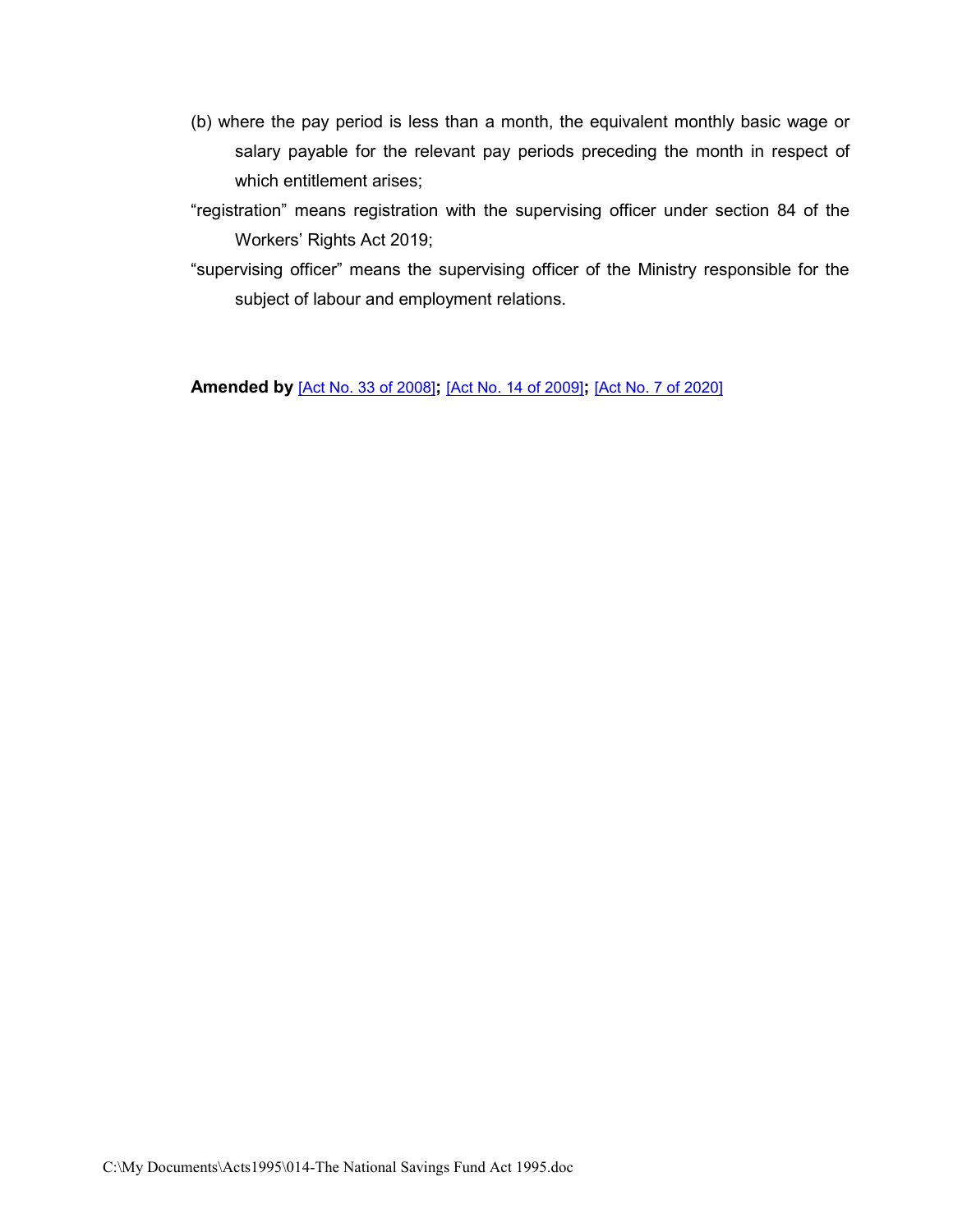(b) where the pay period is less than a month, the equivalent monthly basic wage or salary payable for the relevant pay periods preceding the month in respect of which entitlement arises;

"registration" means registration with the supervising officer under section 84 of the Workers' Rights Act 2019;

"supervising officer" means the supervising officer of the Ministry responsible for the subject of labour and employment relations.

**Amended by** [Act No. 33 of 2008]**;** [Act No. 14 of 2009]**;** [Act No. 7 of 2020]